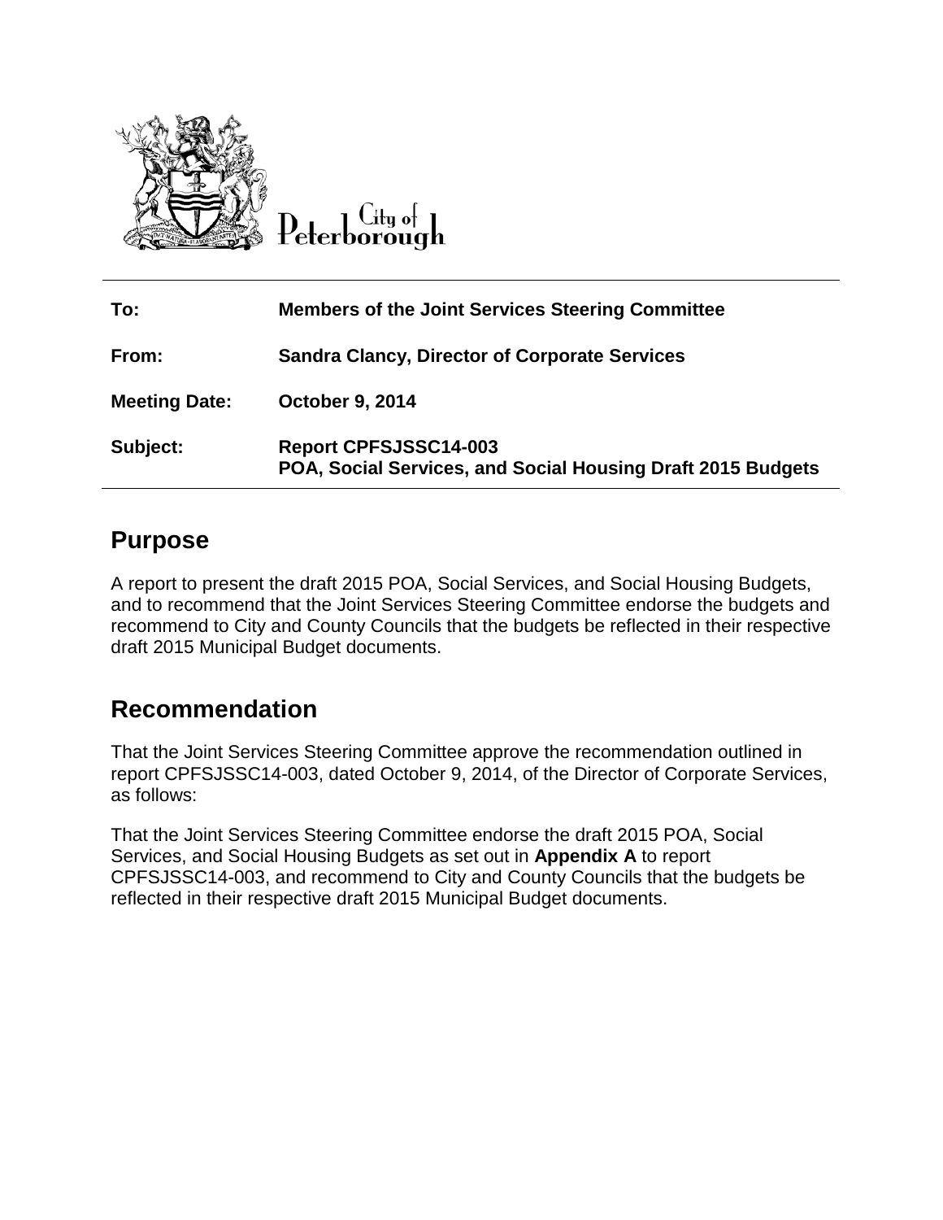City of Peterborough

| | |
|---|---|
| **To:** | **Members of the Joint Services Steering Committee** |
| **From:** | **Sandra Clancy, Director of Corporate Services** |
| **Meeting Date:** | **October 9, 2014** |
| **Subject:** | **Report CPFSJSSC14-003**<br>**POA, Social Services, and Social Housing Draft 2015 Budgets** |

## Purpose

A report to present the draft 2015 POA, Social Services, and Social Housing Budgets, and to recommend that the Joint Services Steering Committee endorse the budgets and recommend to City and County Councils that the budgets be reflected in their respective draft 2015 Municipal Budget documents.

## Recommendation

That the Joint Services Steering Committee approve the recommendation outlined in report CPFSJSSC14-003, dated October 9, 2014, of the Director of Corporate Services, as follows:

That the Joint Services Steering Committee endorse the draft 2015 POA, Social Services, and Social Housing Budgets as set out in **Appendix A** to report CPFSJSSC14-003, and recommend to City and County Councils that the budgets be reflected in their respective draft 2015 Municipal Budget documents.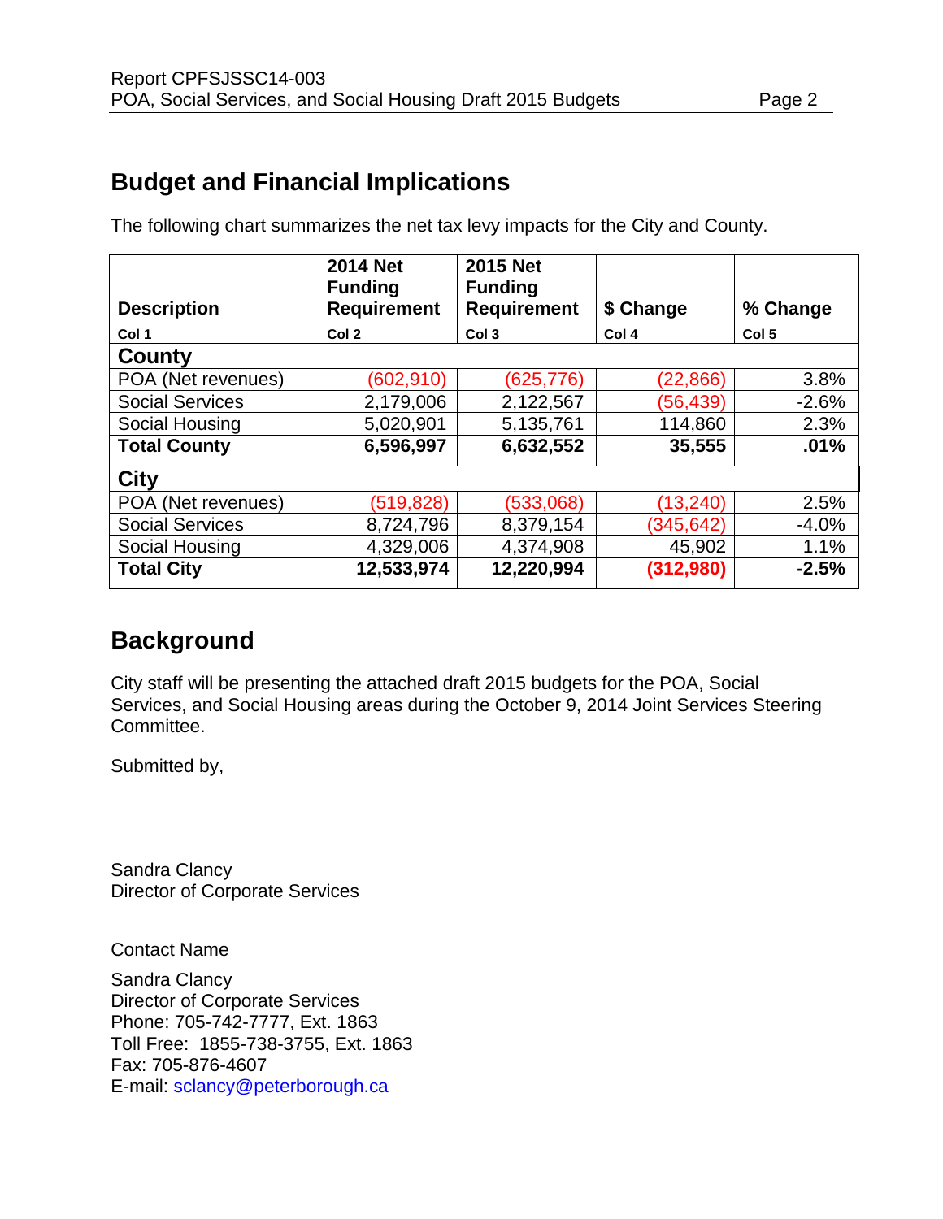## Budget and Financial Implications

The following chart summarizes the net tax levy impacts for the City and County.

| Description | 2014 Net Funding Requirement | 2015 Net Funding Requirement | $ Change | % Change |
|---|---|---|---|---|
| Col 1 | Col 2 | Col 3 | Col 4 | Col 5 |
| **County** | | | | |
| POA (Net revenues) | (602,910) | (625,776) | (22,866) | 3.8% |
| Social Services | 2,179,006 | 2,122,567 | (56,439) | -2.6% |
| Social Housing | 5,020,901 | 5,135,761 | 114,860 | 2.3% |
| **Total County** | **6,596,997** | **6,632,552** | **35,555** | **.01%** |
| **City** | | | | |
| POA (Net revenues) | (519,828) | (533,068) | (13,240) | 2.5% |
| Social Services | 8,724,796 | 8,379,154 | (345,642) | -4.0% |
| Social Housing | 4,329,006 | 4,374,908 | 45,902 | 1.1% |
| **Total City** | **12,533,974** | **12,220,994** | **(312,980)** | **-2.5%** |

## Background

City staff will be presenting the attached draft 2015 budgets for the POA, Social Services, and Social Housing areas during the October 9, 2014 Joint Services Steering Committee.

Submitted by,

Sandra Clancy
Director of Corporate Services

Contact Name

Sandra Clancy
Director of Corporate Services
Phone: 705-742-7777, Ext. 1863
Toll Free: 1855-738-3755, Ext. 1863
Fax: 705-876-4607
E-mail: sclancy@peterborough.ca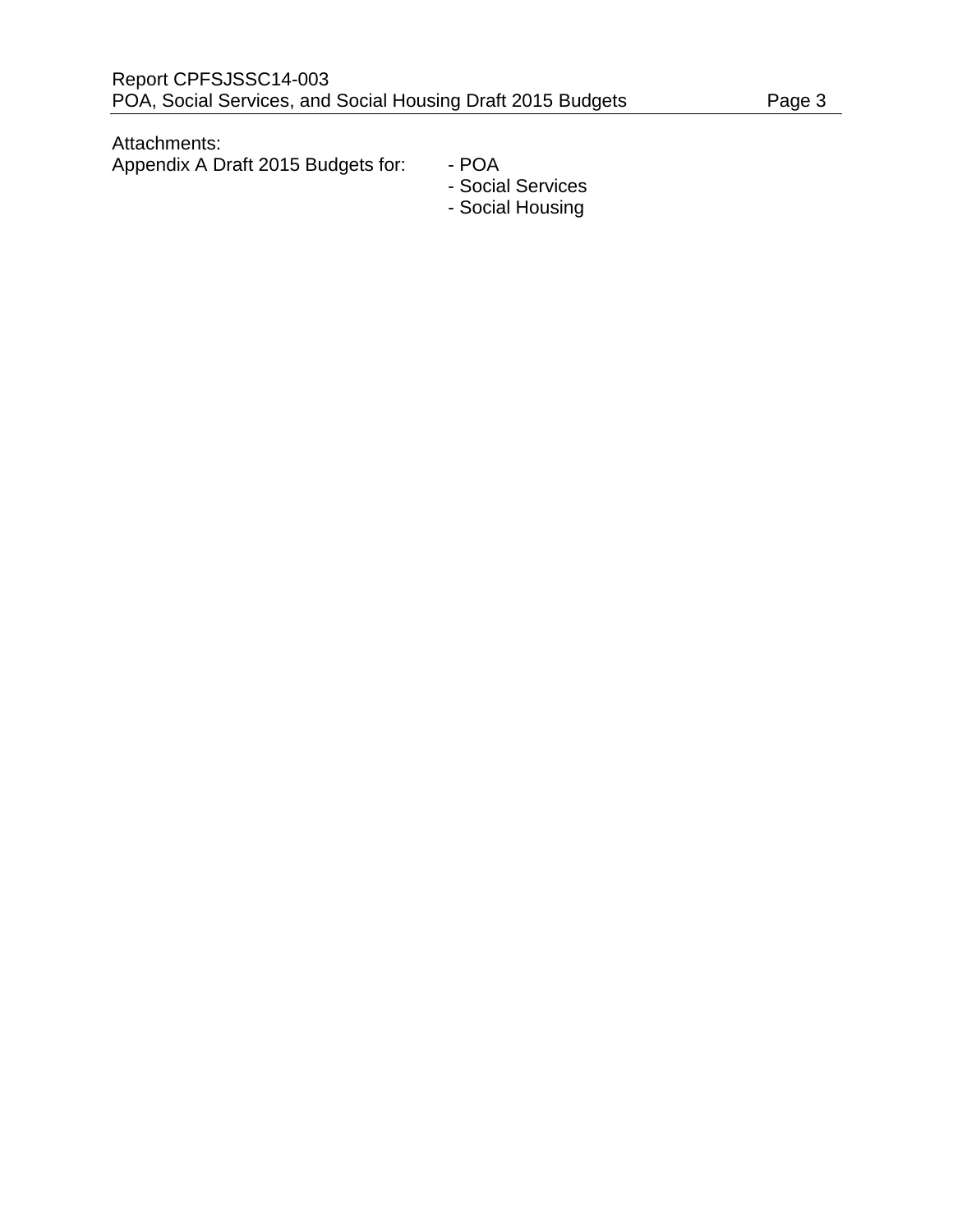Attachments:

Appendix A Draft 2015 Budgets for:

- POA
- Social Services
- Social Housing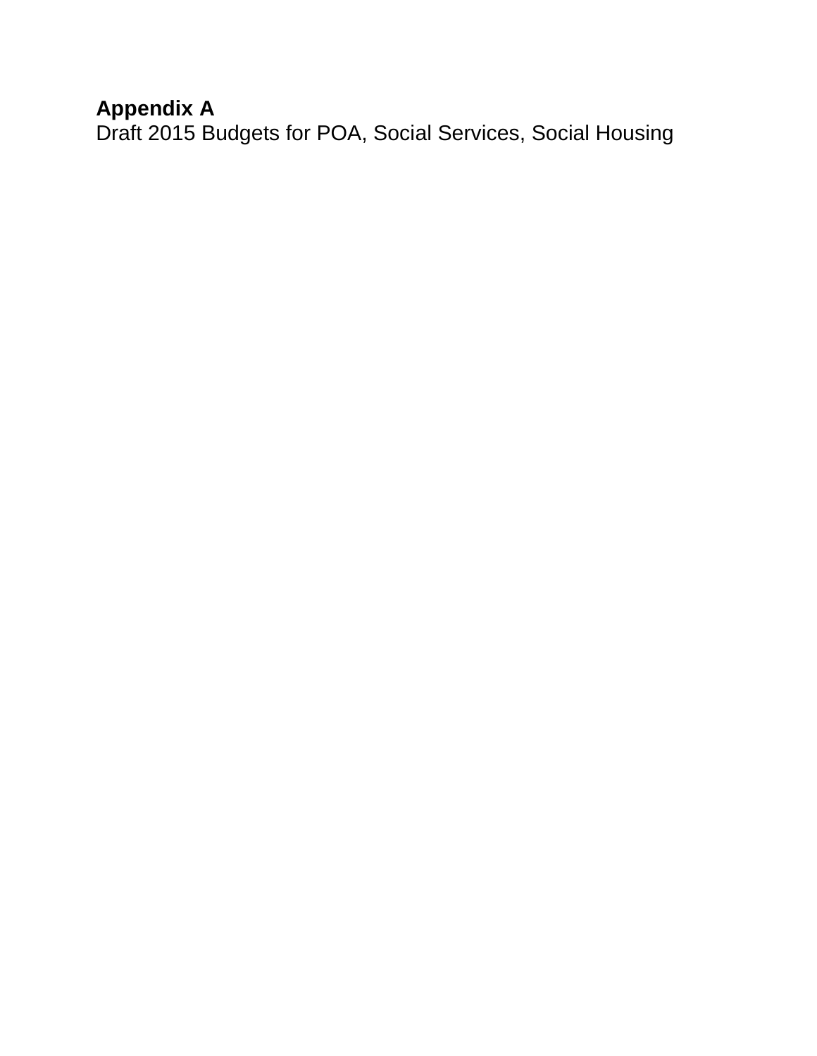**Appendix A**

Draft 2015 Budgets for POA, Social Services, Social Housing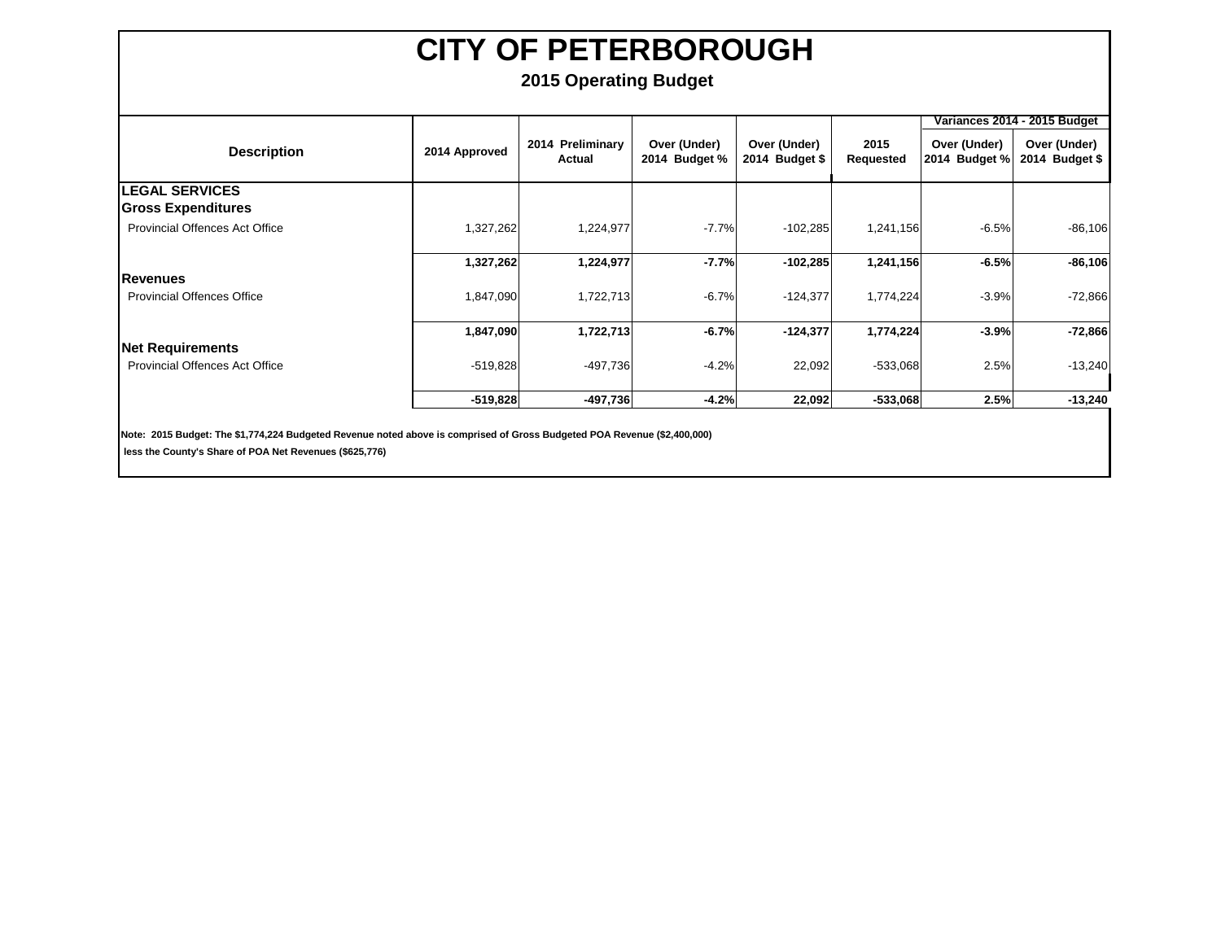# CITY OF PETERBOROUGH

## 2015 Operating Budget

| Description | 2014 Approved | 2014 Preliminary Actual | Over (Under) 2014 Budget % | Over (Under) 2014 Budget $ | 2015 Requested | Variances 2014 - 2015 Budget | |
|---|---|---|---|---|---|---|---|
| | | | | | | Over (Under) 2014 Budget % | Over (Under) 2014 Budget $ |
| **LEGAL SERVICES** | | | | | | | |
| **Gross Expenditures** | | | | | | | |
| Provincial Offences Act Office | 1,327,262 | 1,224,977 | -7.7% | -102,285 | 1,241,156 | -6.5% | -86,106 |
| | **1,327,262** | **1,224,977** | **-7.7%** | **-102,285** | **1,241,156** | **-6.5%** | **-86,106** |
| **Revenues** | | | | | | | |
| Provincial Offences Office | 1,847,090 | 1,722,713 | -6.7% | -124,377 | 1,774,224 | -3.9% | -72,866 |
| | **1,847,090** | **1,722,713** | **-6.7%** | **-124,377** | **1,774,224** | **-3.9%** | **-72,866** |
| **Net Requirements** | | | | | | | |
| Provincial Offences Act Office | -519,828 | -497,736 | -4.2% | 22,092 | -533,068 | 2.5% | -13,240 |
| | **-519,828** | **-497,736** | **-4.2%** | **22,092** | **-533,068** | **2.5%** | **-13,240** |

**Note: 2015 Budget: The $1,774,224 Budgeted Revenue noted above is comprised of Gross Budgeted POA Revenue ($2,400,000) less the County's Share of POA Net Revenues ($625,776)**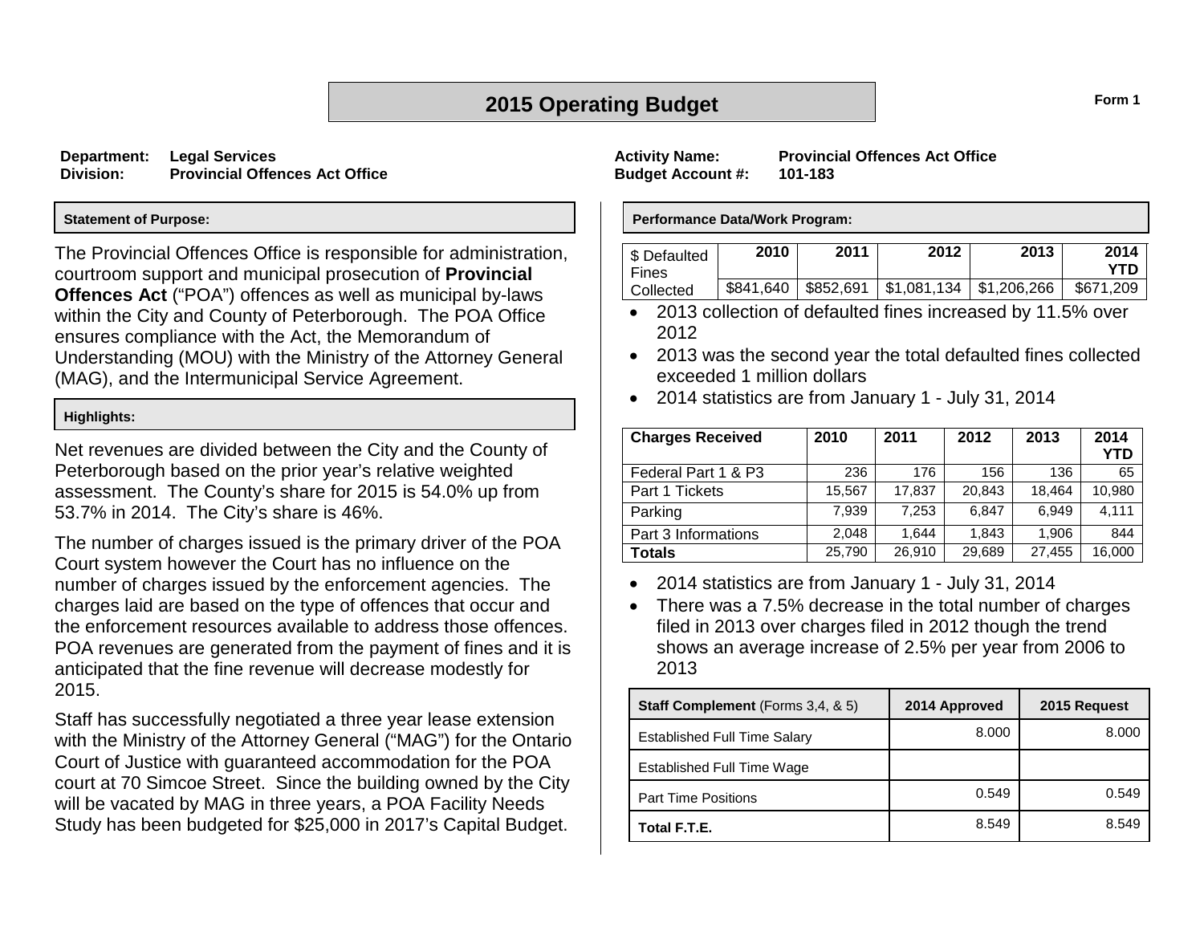# 2015 Operating Budget

Form 1

**Department:** Legal Services
**Division:** Provincial Offences Act Office

**Activity Name:** Provincial Offences Act Office
**Budget Account #:** 101-183

## Statement of Purpose:

The Provincial Offences Office is responsible for administration, courtroom support and municipal prosecution of **Provincial Offences Act** ("POA") offences as well as municipal by-laws within the City and County of Peterborough. The POA Office ensures compliance with the Act, the Memorandum of Understanding (MOU) with the Ministry of the Attorney General (MAG), and the Intermunicipal Service Agreement.

## Highlights:

Net revenues are divided between the City and the County of Peterborough based on the prior year's relative weighted assessment. The County's share for 2015 is 54.0% up from 53.7% in 2014. The City's share is 46%.

The number of charges issued is the primary driver of the POA Court system however the Court has no influence on the number of charges issued by the enforcement agencies. The charges laid are based on the type of offences that occur and the enforcement resources available to address those offences. POA revenues are generated from the payment of fines and it is anticipated that the fine revenue will decrease modestly for 2015.

Staff has successfully negotiated a three year lease extension with the Ministry of the Attorney General ("MAG") for the Ontario Court of Justice with guaranteed accommodation for the POA court at 70 Simcoe Street. Since the building owned by the City will be vacated by MAG in three years, a POA Facility Needs Study has been budgeted for $25,000 in 2017's Capital Budget.

## Performance Data/Work Program:

| $ Defaulted Fines Collected | 2010 | 2011 | 2012 | 2013 | 2014 YTD |
|---|---|---|---|---|---|
| | $841,640 | $852,691 | $1,081,134 | $1,206,266 | $671,209 |

- 2013 collection of defaulted fines increased by 11.5% over 2012
- 2013 was the second year the total defaulted fines collected exceeded 1 million dollars
- 2014 statistics are from January 1 - July 31, 2014

| Charges Received | 2010 | 2011 | 2012 | 2013 | 2014 YTD |
|---|---|---|---|---|---|
| Federal Part 1 & P3 | 236 | 176 | 156 | 136 | 65 |
| Part 1 Tickets | 15,567 | 17,837 | 20,843 | 18,464 | 10,980 |
| Parking | 7,939 | 7,253 | 6,847 | 6,949 | 4,111 |
| Part 3 Informations | 2,048 | 1,644 | 1,843 | 1,906 | 844 |
| **Totals** | 25,790 | 26,910 | 29,689 | 27,455 | 16,000 |

- 2014 statistics are from January 1 - July 31, 2014
- There was a 7.5% decrease in the total number of charges filed in 2013 over charges filed in 2012 though the trend shows an average increase of 2.5% per year from 2006 to 2013

| **Staff Complement** (Forms 3,4, & 5) | 2014 Approved | 2015 Request |
|---|---|---|
| Established Full Time Salary | 8.000 | 8.000 |
| Established Full Time Wage | | |
| Part Time Positions | 0.549 | 0.549 |
| **Total F.T.E.** | 8.549 | 8.549 |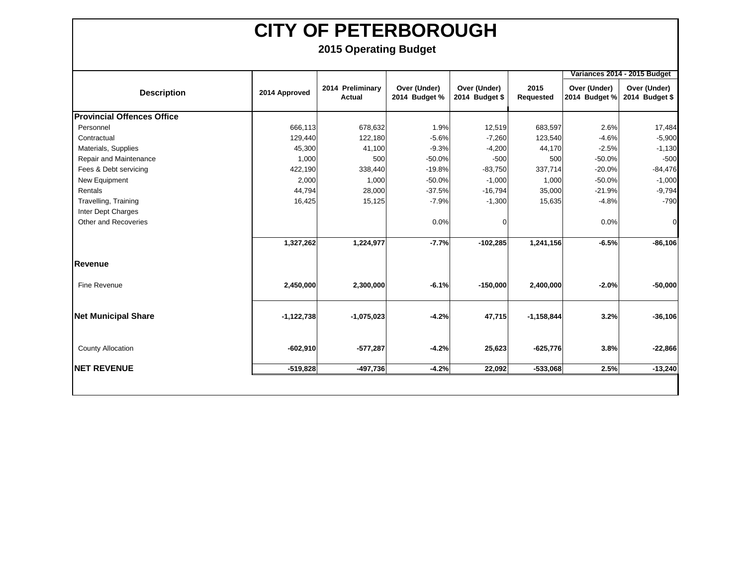# CITY OF PETERBOROUGH

## 2015 Operating Budget

| Description | 2014 Approved | 2014 Preliminary Actual | Over (Under) 2014 Budget % | Over (Under) 2014 Budget $ | 2015 Requested | Variances 2014 - 2015 Budget | |
|---|---|---|---|---|---|---|---|
| | | | | | | Over (Under) 2014 Budget % | Over (Under) 2014 Budget $ |
| **Provincial Offences Office** | | | | | | | |
| Personnel | 666,113 | 678,632 | 1.9% | 12,519 | 683,597 | 2.6% | 17,484 |
| Contractual | 129,440 | 122,180 | -5.6% | -7,260 | 123,540 | -4.6% | -5,900 |
| Materials, Supplies | 45,300 | 41,100 | -9.3% | -4,200 | 44,170 | -2.5% | -1,130 |
| Repair and Maintenance | 1,000 | 500 | -50.0% | -500 | 500 | -50.0% | -500 |
| Fees & Debt servicing | 422,190 | 338,440 | -19.8% | -83,750 | 337,714 | -20.0% | -84,476 |
| New Equipment | 2,000 | 1,000 | -50.0% | -1,000 | 1,000 | -50.0% | -1,000 |
| Rentals | 44,794 | 28,000 | -37.5% | -16,794 | 35,000 | -21.9% | -9,794 |
| Travelling, Training | 16,425 | 15,125 | -7.9% | -1,300 | 15,635 | -4.8% | -790 |
| Inter Dept Charges | | | | | | | |
| Other and Recoveries | | | 0.0% | 0 | | 0.0% | 0 |
| | **1,327,262** | **1,224,977** | **-7.7%** | **-102,285** | **1,241,156** | **-6.5%** | **-86,106** |
| **Revenue** | | | | | | | |
| Fine Revenue | **2,450,000** | **2,300,000** | **-6.1%** | **-150,000** | **2,400,000** | **-2.0%** | **-50,000** |
| **Net Municipal Share** | **-1,122,738** | **-1,075,023** | **-4.2%** | **47,715** | **-1,158,844** | **3.2%** | **-36,106** |
| County Allocation | **-602,910** | **-577,287** | **-4.2%** | **25,623** | **-625,776** | **3.8%** | **-22,866** |
| **NET REVENUE** | **-519,828** | **-497,736** | **-4.2%** | **22,092** | **-533,068** | **2.5%** | **-13,240** |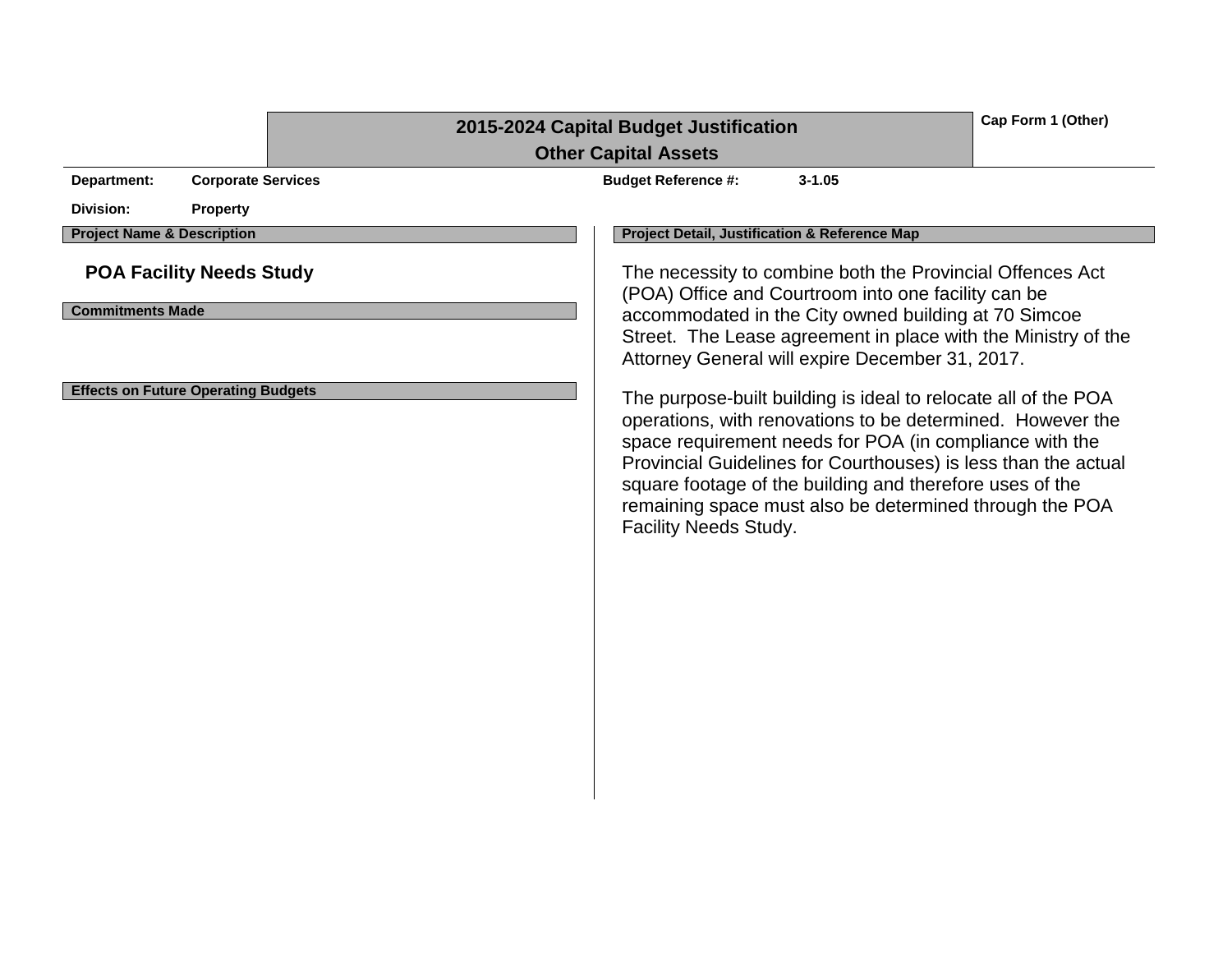## 2015-2024 Capital Budget Justification
## Other Capital Assets

**Cap Form 1 (Other)**

**Department:** Corporate Services

**Budget Reference #:** 3-1.05

**Division:** Property

**Project Name & Description**

**POA Facility Needs Study**

**Commitments Made**

**Effects on Future Operating Budgets**

**Project Detail, Justification & Reference Map**

The necessity to combine both the Provincial Offences Act (POA) Office and Courtroom into one facility can be accommodated in the City owned building at 70 Simcoe Street. The Lease agreement in place with the Ministry of the Attorney General will expire December 31, 2017.

The purpose-built building is ideal to relocate all of the POA operations, with renovations to be determined. However the space requirement needs for POA (in compliance with the Provincial Guidelines for Courthouses) is less than the actual square footage of the building and therefore uses of the remaining space must also be determined through the POA Facility Needs Study.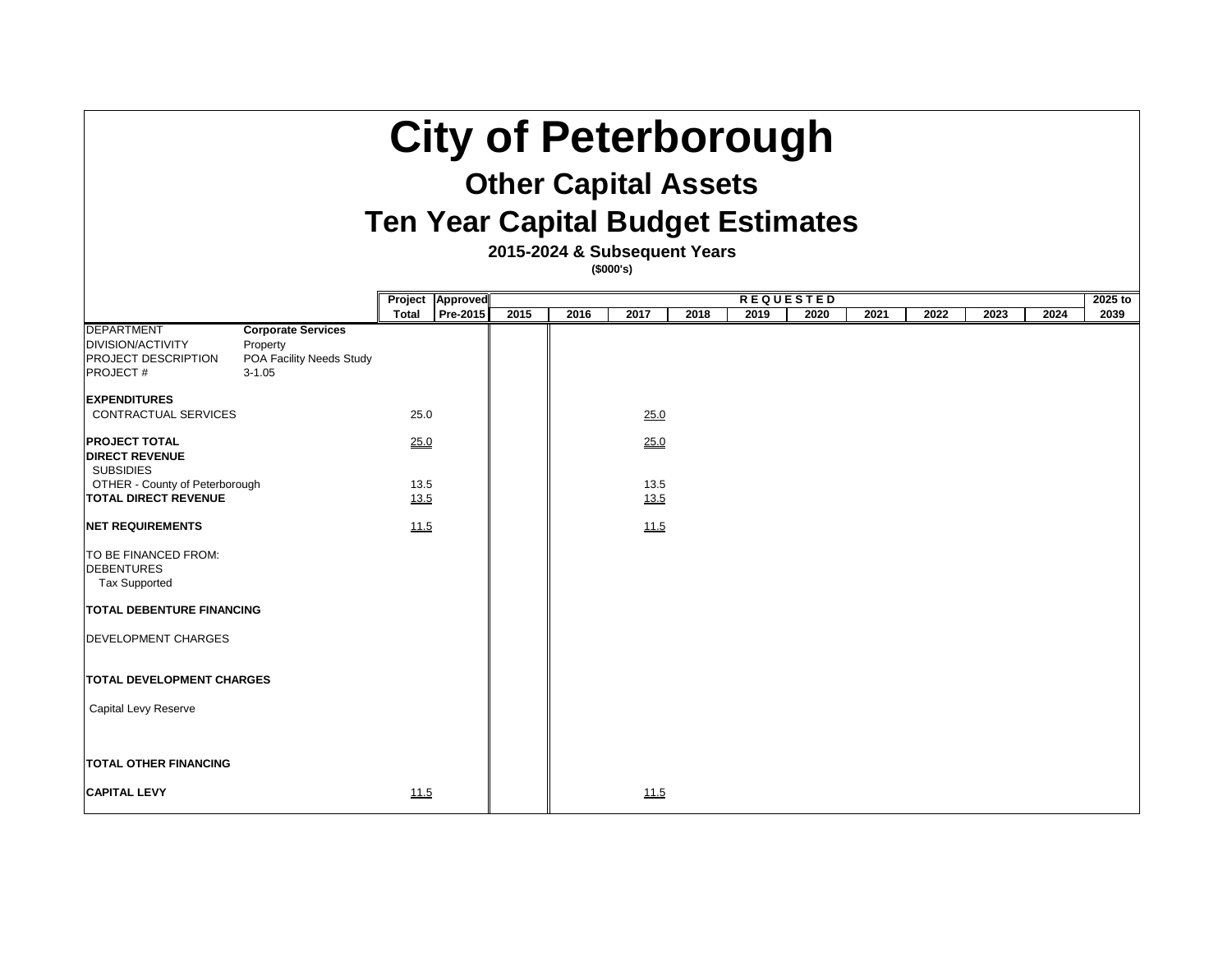# City of Peterborough

## Other Capital Assets

## Ten Year Capital Budget Estimates

### 2015-2024 & Subsequent Years

**($000's)**

| | | Project Total | Approved Pre-2015 | 2015 | 2016 | 2017 | 2018 | 2019 | 2020 | 2021 | 2022 | 2023 | 2024 | 2025 to 2039 |
|---|---|---|---|---|---|---|---|---|---|---|---|---|---|---|
| | | | | **REQUESTED** | | | | | | | | | | |
| DEPARTMENT | **Corporate Services** | | | | | | | | | | | | | |
| DIVISION/ACTIVITY | Property | | | | | | | | | | | | | |
| PROJECT DESCRIPTION | POA Facility Needs Study | | | | | | | | | | | | | |
| PROJECT # | 3-1.05 | | | | | | | | | | | | | |
| **EXPENDITURES** | | | | | | | | | | | | | | |
| CONTRACTUAL SERVICES | | 25.0 | | | | 25.0 | | | | | | | | |
| **PROJECT TOTAL** | | 25.0 | | | | 25.0 | | | | | | | | |
| **DIRECT REVENUE** | | | | | | | | | | | | | | |
| SUBSIDIES | | | | | | | | | | | | | | |
| OTHER - County of Peterborough | | 13.5 | | | | 13.5 | | | | | | | | |
| **TOTAL DIRECT REVENUE** | | 13.5 | | | | 13.5 | | | | | | | | |
| **NET REQUIREMENTS** | | 11.5 | | | | 11.5 | | | | | | | | |
| TO BE FINANCED FROM: | | | | | | | | | | | | | | |
| DEBENTURES | | | | | | | | | | | | | | |
| Tax Supported | | | | | | | | | | | | | | |
| **TOTAL DEBENTURE FINANCING** | | | | | | | | | | | | | | |
| DEVELOPMENT CHARGES | | | | | | | | | | | | | | |
| **TOTAL DEVELOPMENT CHARGES** | | | | | | | | | | | | | | |
| Capital Levy Reserve | | | | | | | | | | | | | | |
| **TOTAL OTHER FINANCING** | | | | | | | | | | | | | | |
| **CAPITAL LEVY** | | 11.5 | | | | 11.5 | | | | | | | | |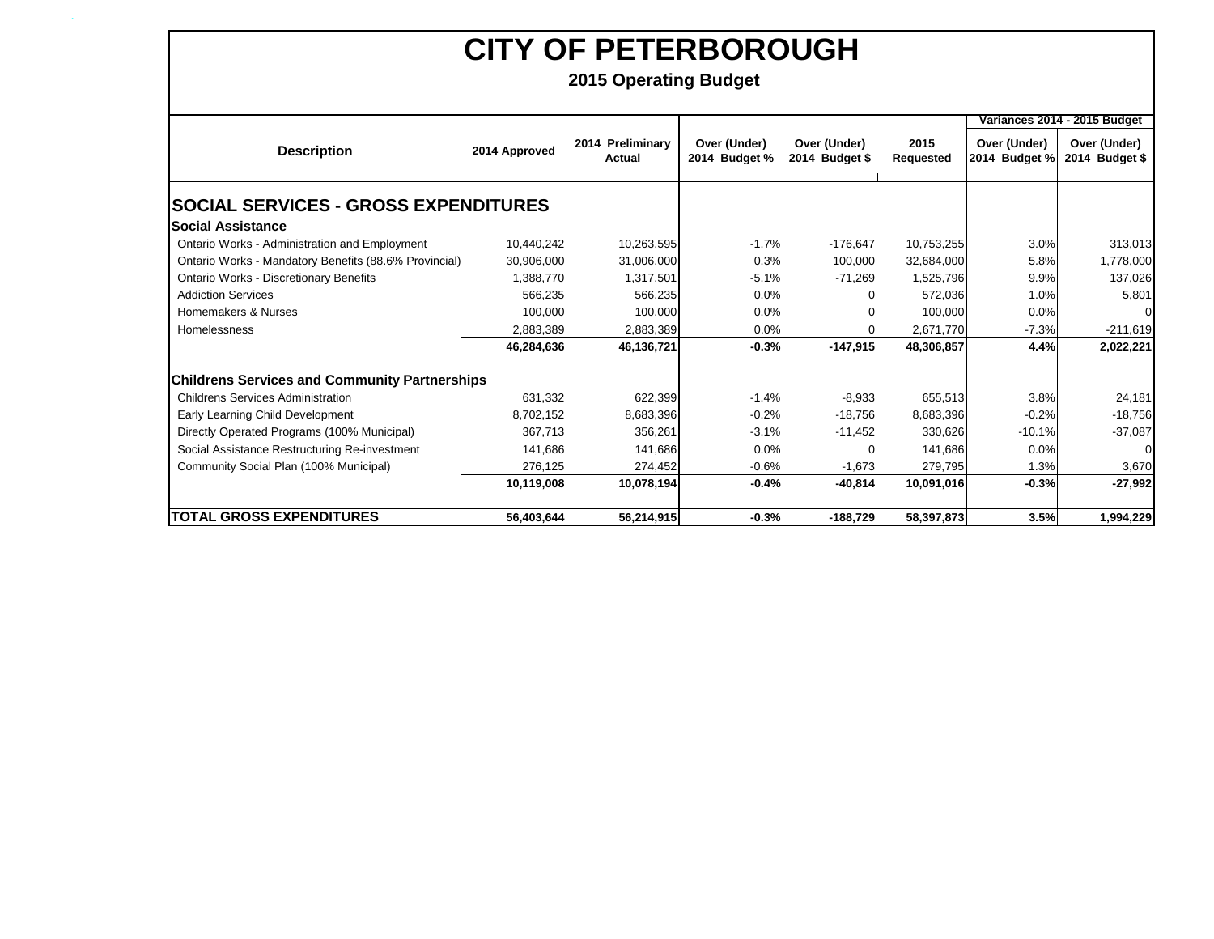# CITY OF PETERBOROUGH

## 2015 Operating Budget

| Description | 2014 Approved | 2014 Preliminary Actual | Over (Under) 2014 Budget % | Over (Under) 2014 Budget $ | 2015 Requested | Variances 2014 - 2015 Budget | |
|---|---|---|---|---|---|---|---|
| | | | | | | Over (Under) 2014 Budget % | Over (Under) 2014 Budget $ |
| **SOCIAL SERVICES - GROSS EXPENDITURES** | | | | | | | |
| **Social Assistance** | | | | | | | |
| Ontario Works - Administration and Employment | 10,440,242 | 10,263,595 | -1.7% | -176,647 | 10,753,255 | 3.0% | 313,013 |
| Ontario Works - Mandatory Benefits (88.6% Provincial) | 30,906,000 | 31,006,000 | 0.3% | 100,000 | 32,684,000 | 5.8% | 1,778,000 |
| Ontario Works - Discretionary Benefits | 1,388,770 | 1,317,501 | -5.1% | -71,269 | 1,525,796 | 9.9% | 137,026 |
| Addiction Services | 566,235 | 566,235 | 0.0% | 0 | 572,036 | 1.0% | 5,801 |
| Homemakers & Nurses | 100,000 | 100,000 | 0.0% | 0 | 100,000 | 0.0% | 0 |
| Homelessness | 2,883,389 | 2,883,389 | 0.0% | 0 | 2,671,770 | -7.3% | -211,619 |
| | **46,284,636** | **46,136,721** | **-0.3%** | **-147,915** | **48,306,857** | **4.4%** | **2,022,221** |
| **Childrens Services and Community Partnerships** | | | | | | | |
| Childrens Services Administration | 631,332 | 622,399 | -1.4% | -8,933 | 655,513 | 3.8% | 24,181 |
| Early Learning Child Development | 8,702,152 | 8,683,396 | -0.2% | -18,756 | 8,683,396 | -0.2% | -18,756 |
| Directly Operated Programs (100% Municipal) | 367,713 | 356,261 | -3.1% | -11,452 | 330,626 | -10.1% | -37,087 |
| Social Assistance Restructuring Re-investment | 141,686 | 141,686 | 0.0% | 0 | 141,686 | 0.0% | 0 |
| Community Social Plan (100% Municipal) | 276,125 | 274,452 | -0.6% | -1,673 | 279,795 | 1.3% | 3,670 |
| | **10,119,008** | **10,078,194** | **-0.4%** | **-40,814** | **10,091,016** | **-0.3%** | **-27,992** |
| **TOTAL GROSS EXPENDITURES** | **56,403,644** | **56,214,915** | **-0.3%** | **-188,729** | **58,397,873** | **3.5%** | **1,994,229** |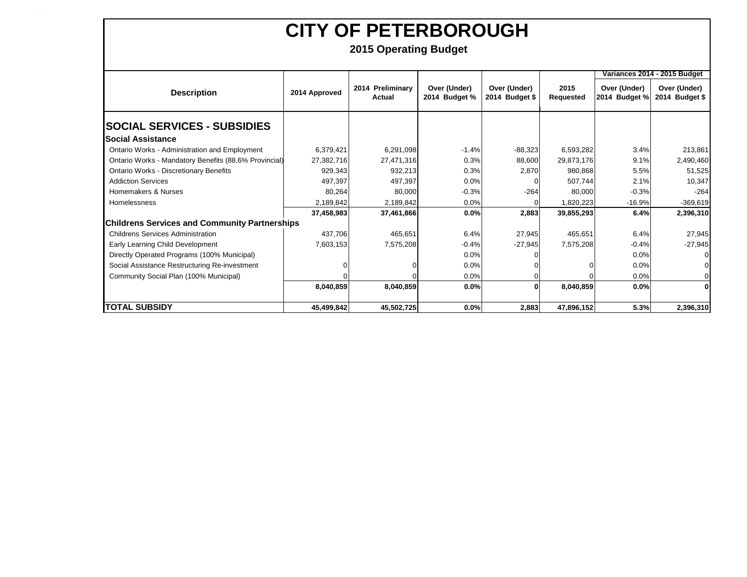# CITY OF PETERBOROUGH

## 2015 Operating Budget

| Description | 2014 Approved | 2014 Preliminary Actual | Over (Under) 2014 Budget % | Over (Under) 2014 Budget $ | 2015 Requested | Variances 2014 - 2015 Budget Over (Under) 2014 Budget % | Variances 2014 - 2015 Budget Over (Under) 2014 Budget $ |
|---|---|---|---|---|---|---|---|
| **SOCIAL SERVICES - SUBSIDIES** | | | | | | | |
| **Social Assistance** | | | | | | | |
| Ontario Works - Administration and Employment | 6,379,421 | 6,291,098 | -1.4% | -88,323 | 6,593,282 | 3.4% | 213,861 |
| Ontario Works - Mandatory Benefits (88.6% Provincial) | 27,382,716 | 27,471,316 | 0.3% | 88,600 | 29,873,176 | 9.1% | 2,490,460 |
| Ontario Works - Discretionary Benefits | 929,343 | 932,213 | 0.3% | 2,870 | 980,868 | 5.5% | 51,525 |
| Addiction Services | 497,397 | 497,397 | 0.0% | 0 | 507,744 | 2.1% | 10,347 |
| Homemakers & Nurses | 80,264 | 80,000 | -0.3% | -264 | 80,000 | -0.3% | -264 |
| Homelessness | 2,189,842 | 2,189,842 | 0.0% | 0 | 1,820,223 | -16.9% | -369,619 |
| | **37,458,983** | **37,461,866** | **0.0%** | **2,883** | **39,855,293** | **6.4%** | **2,396,310** |
| **Childrens Services and Community Partnerships** | | | | | | | |
| Childrens Services Administration | 437,706 | 465,651 | 6.4% | 27,945 | 465,651 | 6.4% | 27,945 |
| Early Learning Child Development | 7,603,153 | 7,575,208 | -0.4% | -27,945 | 7,575,208 | -0.4% | -27,945 |
| Directly Operated Programs (100% Municipal) | | | 0.0% | 0 | | 0.0% | 0 |
| Social Assistance Restructuring Re-investment | 0 | 0 | 0.0% | 0 | 0 | 0.0% | 0 |
| Community Social Plan (100% Municipal) | 0 | 0 | 0.0% | 0 | 0 | 0.0% | 0 |
| | **8,040,859** | **8,040,859** | **0.0%** | **0** | **8,040,859** | **0.0%** | **0** |
| **TOTAL SUBSIDY** | **45,499,842** | **45,502,725** | **0.0%** | **2,883** | **47,896,152** | **5.3%** | **2,396,310** |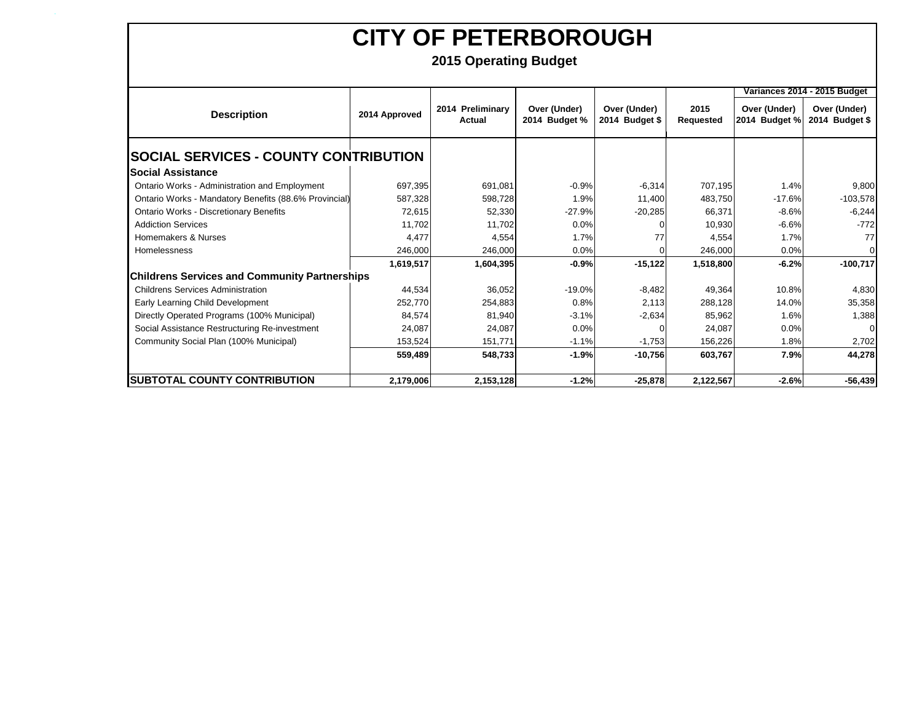# CITY OF PETERBOROUGH

## 2015 Operating Budget

| Description | 2014 Approved | 2014 Preliminary Actual | Over (Under) 2014 Budget % | Over (Under) 2014 Budget $ | 2015 Requested | Variances 2014 - 2015 Budget Over (Under) 2014 Budget % | Variances 2014 - 2015 Budget Over (Under) 2014 Budget $ |
|---|---|---|---|---|---|---|---|
| **SOCIAL SERVICES - COUNTY CONTRIBUTION** | | | | | | | |
| **Social Assistance** | | | | | | | |
| Ontario Works - Administration and Employment | 697,395 | 691,081 | -0.9% | -6,314 | 707,195 | 1.4% | 9,800 |
| Ontario Works - Mandatory Benefits (88.6% Provincial) | 587,328 | 598,728 | 1.9% | 11,400 | 483,750 | -17.6% | -103,578 |
| Ontario Works - Discretionary Benefits | 72,615 | 52,330 | -27.9% | -20,285 | 66,371 | -8.6% | -6,244 |
| Addiction Services | 11,702 | 11,702 | 0.0% | 0 | 10,930 | -6.6% | -772 |
| Homemakers & Nurses | 4,477 | 4,554 | 1.7% | 77 | 4,554 | 1.7% | 77 |
| Homelessness | 246,000 | 246,000 | 0.0% | 0 | 246,000 | 0.0% | 0 |
| | **1,619,517** | **1,604,395** | **-0.9%** | **-15,122** | **1,518,800** | **-6.2%** | **-100,717** |
| **Childrens Services and Community Partnerships** | | | | | | | |
| Childrens Services Administration | 44,534 | 36,052 | -19.0% | -8,482 | 49,364 | 10.8% | 4,830 |
| Early Learning Child Development | 252,770 | 254,883 | 0.8% | 2,113 | 288,128 | 14.0% | 35,358 |
| Directly Operated Programs (100% Municipal) | 84,574 | 81,940 | -3.1% | -2,634 | 85,962 | 1.6% | 1,388 |
| Social Assistance Restructuring Re-investment | 24,087 | 24,087 | 0.0% | 0 | 24,087 | 0.0% | 0 |
| Community Social Plan (100% Municipal) | 153,524 | 151,771 | -1.1% | -1,753 | 156,226 | 1.8% | 2,702 |
| | **559,489** | **548,733** | **-1.9%** | **-10,756** | **603,767** | **7.9%** | **44,278** |
| **SUBTOTAL COUNTY CONTRIBUTION** | **2,179,006** | **2,153,128** | **-1.2%** | **-25,878** | **2,122,567** | **-2.6%** | **-56,439** |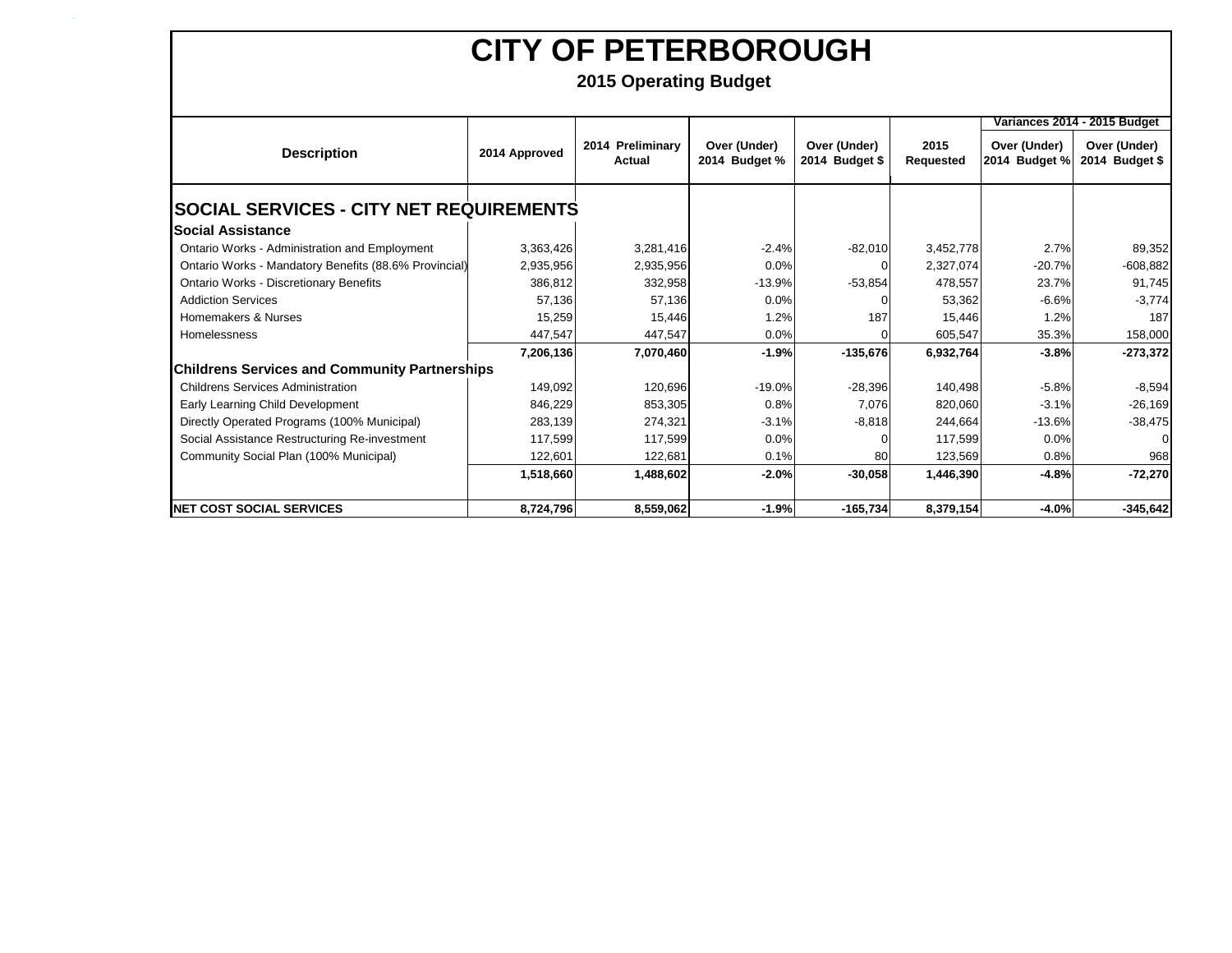# CITY OF PETERBOROUGH

## 2015 Operating Budget

| Description | 2014 Approved | 2014 Preliminary Actual | Over (Under) 2014 Budget % | Over (Under) 2014 Budget $ | 2015 Requested | Variances 2014 - 2015 Budget | |
|---|---|---|---|---|---|---|---|
| | | | | | | Over (Under) 2014 Budget % | Over (Under) 2014 Budget $ |
| **SOCIAL SERVICES - CITY NET REQUIREMENTS** | | | | | | | |
| **Social Assistance** | | | | | | | |
| Ontario Works - Administration and Employment | 3,363,426 | 3,281,416 | -2.4% | -82,010 | 3,452,778 | 2.7% | 89,352 |
| Ontario Works - Mandatory Benefits (88.6% Provincial) | 2,935,956 | 2,935,956 | 0.0% | 0 | 2,327,074 | -20.7% | -608,882 |
| Ontario Works - Discretionary Benefits | 386,812 | 332,958 | -13.9% | -53,854 | 478,557 | 23.7% | 91,745 |
| Addiction Services | 57,136 | 57,136 | 0.0% | 0 | 53,362 | -6.6% | -3,774 |
| Homemakers & Nurses | 15,259 | 15,446 | 1.2% | 187 | 15,446 | 1.2% | 187 |
| Homelessness | 447,547 | 447,547 | 0.0% | 0 | 605,547 | 35.3% | 158,000 |
| | **7,206,136** | **7,070,460** | **-1.9%** | **-135,676** | **6,932,764** | **-3.8%** | **-273,372** |
| **Childrens Services and Community Partnerships** | | | | | | | |
| Childrens Services Administration | 149,092 | 120,696 | -19.0% | -28,396 | 140,498 | -5.8% | -8,594 |
| Early Learning Child Development | 846,229 | 853,305 | 0.8% | 7,076 | 820,060 | -3.1% | -26,169 |
| Directly Operated Programs (100% Municipal) | 283,139 | 274,321 | -3.1% | -8,818 | 244,664 | -13.6% | -38,475 |
| Social Assistance Restructuring Re-investment | 117,599 | 117,599 | 0.0% | 0 | 117,599 | 0.0% | 0 |
| Community Social Plan (100% Municipal) | 122,601 | 122,681 | 0.1% | 80 | 123,569 | 0.8% | 968 |
| | **1,518,660** | **1,488,602** | **-2.0%** | **-30,058** | **1,446,390** | **-4.8%** | **-72,270** |
| **NET COST SOCIAL SERVICES** | **8,724,796** | **8,559,062** | **-1.9%** | **-165,734** | **8,379,154** | **-4.0%** | **-345,642** |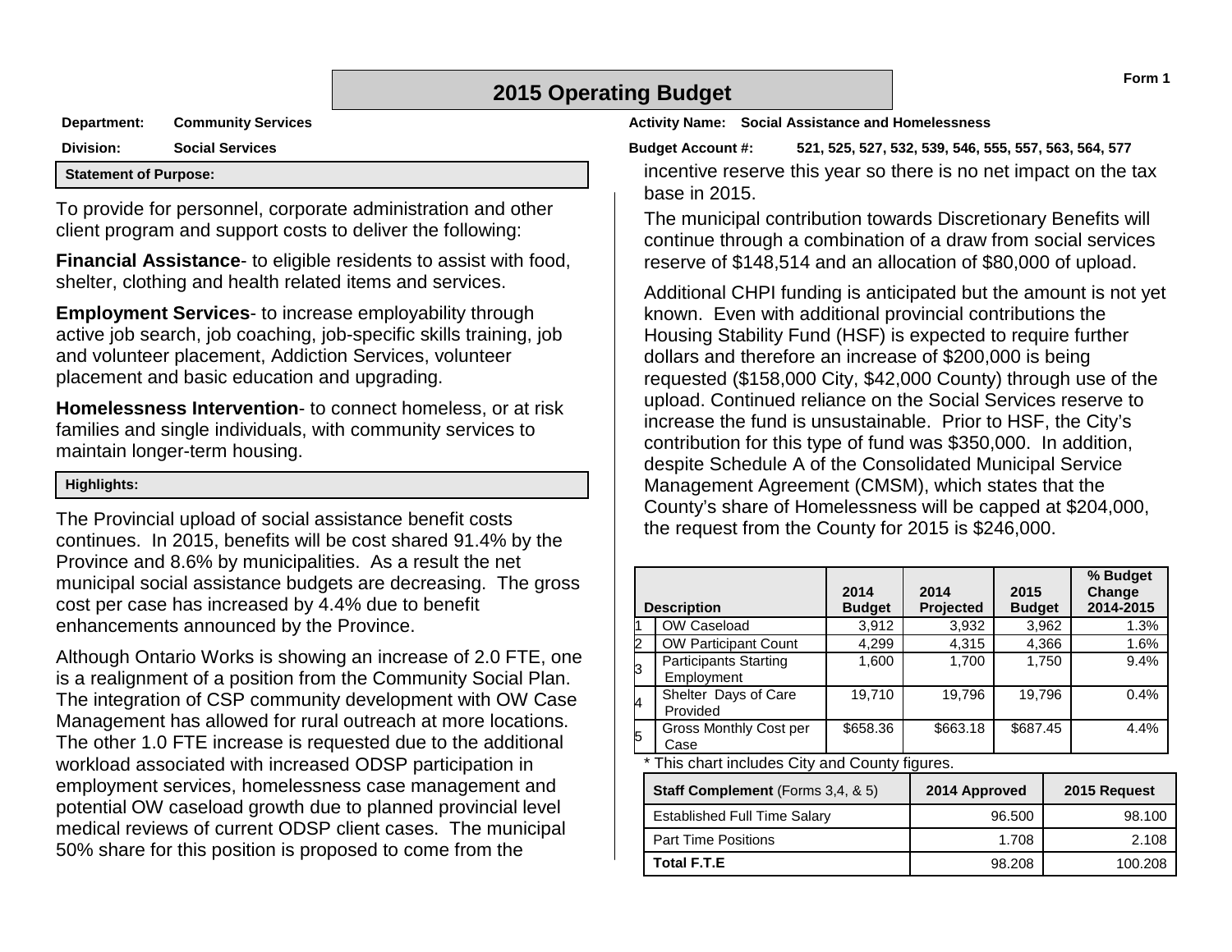# 2015 Operating Budget

Form 1

**Department:** Community Services

**Division:** Social Services

**Activity Name:** Social Assistance and Homelessness

**Budget Account #:** 521, 525, 527, 532, 539, 546, 555, 557, 563, 564, 577

**Statement of Purpose:**

To provide for personnel, corporate administration and other client program and support costs to deliver the following:

**Financial Assistance**- to eligible residents to assist with food, shelter, clothing and health related items and services.

**Employment Services**- to increase employability through active job search, job coaching, job-specific skills training, job and volunteer placement, Addiction Services, volunteer placement and basic education and upgrading.

**Homelessness Intervention**- to connect homeless, or at risk families and single individuals, with community services to maintain longer-term housing.

**Highlights:**

The Provincial upload of social assistance benefit costs continues. In 2015, benefits will be cost shared 91.4% by the Province and 8.6% by municipalities. As a result the net municipal social assistance budgets are decreasing. The gross cost per case has increased by 4.4% due to benefit enhancements announced by the Province.

Although Ontario Works is showing an increase of 2.0 FTE, one is a realignment of a position from the Community Social Plan. The integration of CSP community development with OW Case Management has allowed for rural outreach at more locations. The other 1.0 FTE increase is requested due to the additional workload associated with increased ODSP participation in employment services, homelessness case management and potential OW caseload growth due to planned provincial level medical reviews of current ODSP client cases. The municipal 50% share for this position is proposed to come from the incentive reserve this year so there is no net impact on the tax base in 2015.

The municipal contribution towards Discretionary Benefits will continue through a combination of a draw from social services reserve of $148,514 and an allocation of $80,000 of upload.

Additional CHPI funding is anticipated but the amount is not yet known. Even with additional provincial contributions the Housing Stability Fund (HSF) is expected to require further dollars and therefore an increase of $200,000 is being requested ($158,000 City, $42,000 County) through use of the upload. Continued reliance on the Social Services reserve to increase the fund is unsustainable. Prior to HSF, the City's contribution for this type of fund was $350,000. In addition, despite Schedule A of the Consolidated Municipal Service Management Agreement (CMSM), which states that the County's share of Homelessness will be capped at $204,000, the request from the County for 2015 is $246,000.

| | Description | 2014 Budget | 2014 Projected | 2015 Budget | % Budget Change 2014-2015 |
|---|---|---|---|---|---|
| 1 | OW Caseload | 3,912 | 3,932 | 3,962 | 1.3% |
| 2 | OW Participant Count | 4,299 | 4,315 | 4,366 | 1.6% |
| 3 | Participants Starting Employment | 1,600 | 1,700 | 1,750 | 9.4% |
| 4 | Shelter Days of Care Provided | 19,710 | 19,796 | 19,796 | 0.4% |
| 5 | Gross Monthly Cost per Case | $658.36 | $663.18 | $687.45 | 4.4% |

\* This chart includes City and County figures.

| **Staff Complement** (Forms 3,4, & 5) | 2014 Approved | 2015 Request |
|---|---|---|
| Established Full Time Salary | 96.500 | 98.100 |
| Part Time Positions | 1.708 | 2.108 |
| **Total F.T.E** | 98.208 | 100.208 |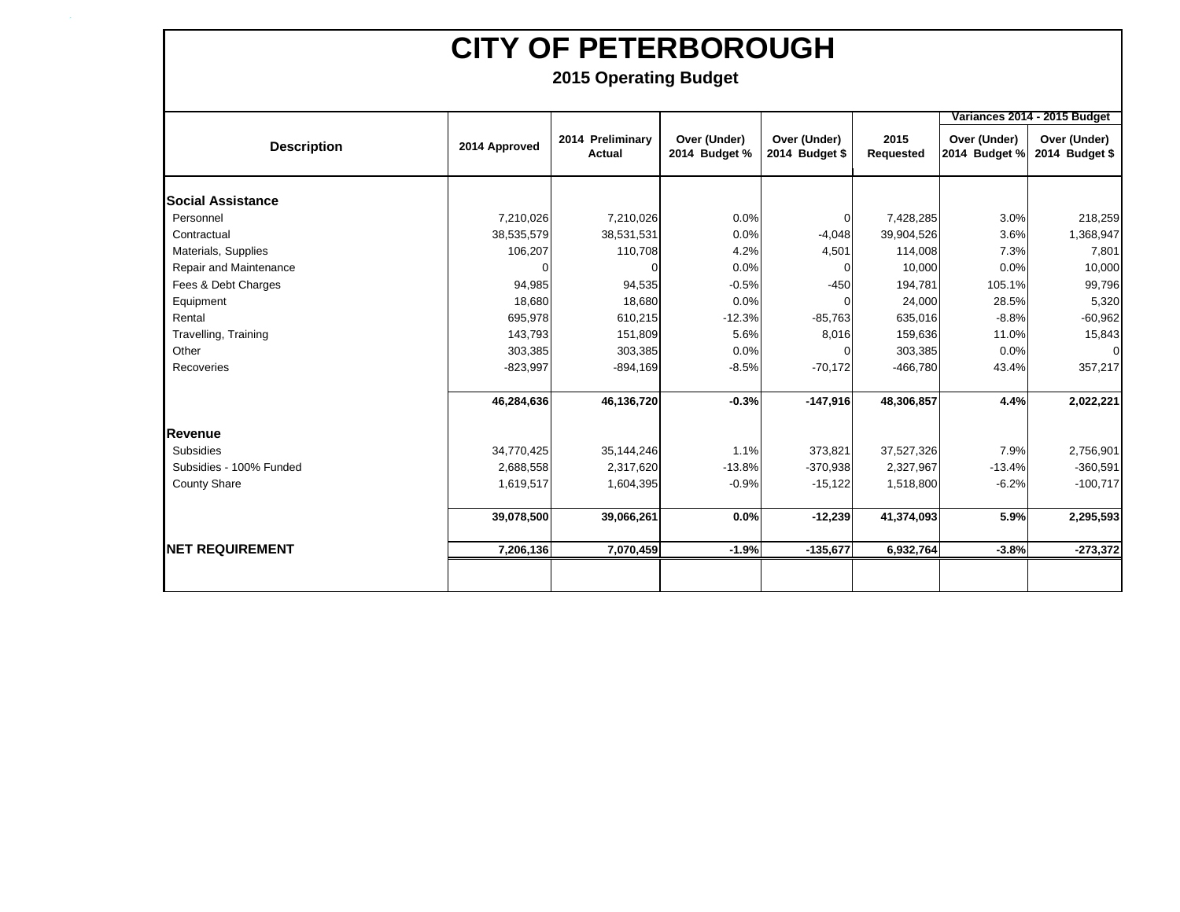# CITY OF PETERBOROUGH

## 2015 Operating Budget

| Description | 2014 Approved | 2014 Preliminary Actual | Over (Under) 2014 Budget % | Over (Under) 2014 Budget $ | 2015 Requested | Variances 2014 - 2015 Budget Over (Under) 2014 Budget % | Variances 2014 - 2015 Budget Over (Under) 2014 Budget $ |
|---|---|---|---|---|---|---|---|
| **Social Assistance** | | | | | | | |
| Personnel | 7,210,026 | 7,210,026 | 0.0% | 0 | 7,428,285 | 3.0% | 218,259 |
| Contractual | 38,535,579 | 38,531,531 | 0.0% | -4,048 | 39,904,526 | 3.6% | 1,368,947 |
| Materials, Supplies | 106,207 | 110,708 | 4.2% | 4,501 | 114,008 | 7.3% | 7,801 |
| Repair and Maintenance | 0 | 0 | 0.0% | 0 | 10,000 | 0.0% | 10,000 |
| Fees & Debt Charges | 94,985 | 94,535 | -0.5% | -450 | 194,781 | 105.1% | 99,796 |
| Equipment | 18,680 | 18,680 | 0.0% | 0 | 24,000 | 28.5% | 5,320 |
| Rental | 695,978 | 610,215 | -12.3% | -85,763 | 635,016 | -8.8% | -60,962 |
| Travelling, Training | 143,793 | 151,809 | 5.6% | 8,016 | 159,636 | 11.0% | 15,843 |
| Other | 303,385 | 303,385 | 0.0% | 0 | 303,385 | 0.0% | 0 |
| Recoveries | -823,997 | -894,169 | -8.5% | -70,172 | -466,780 | 43.4% | 357,217 |
| | **46,284,636** | **46,136,720** | **-0.3%** | **-147,916** | **48,306,857** | **4.4%** | **2,022,221** |
| **Revenue** | | | | | | | |
| Subsidies | 34,770,425 | 35,144,246 | 1.1% | 373,821 | 37,527,326 | 7.9% | 2,756,901 |
| Subsidies - 100% Funded | 2,688,558 | 2,317,620 | -13.8% | -370,938 | 2,327,967 | -13.4% | -360,591 |
| County Share | 1,619,517 | 1,604,395 | -0.9% | -15,122 | 1,518,800 | -6.2% | -100,717 |
| | **39,078,500** | **39,066,261** | **0.0%** | **-12,239** | **41,374,093** | **5.9%** | **2,295,593** |
| **NET REQUIREMENT** | **7,206,136** | **7,070,459** | **-1.9%** | **-135,677** | **6,932,764** | **-3.8%** | **-273,372** |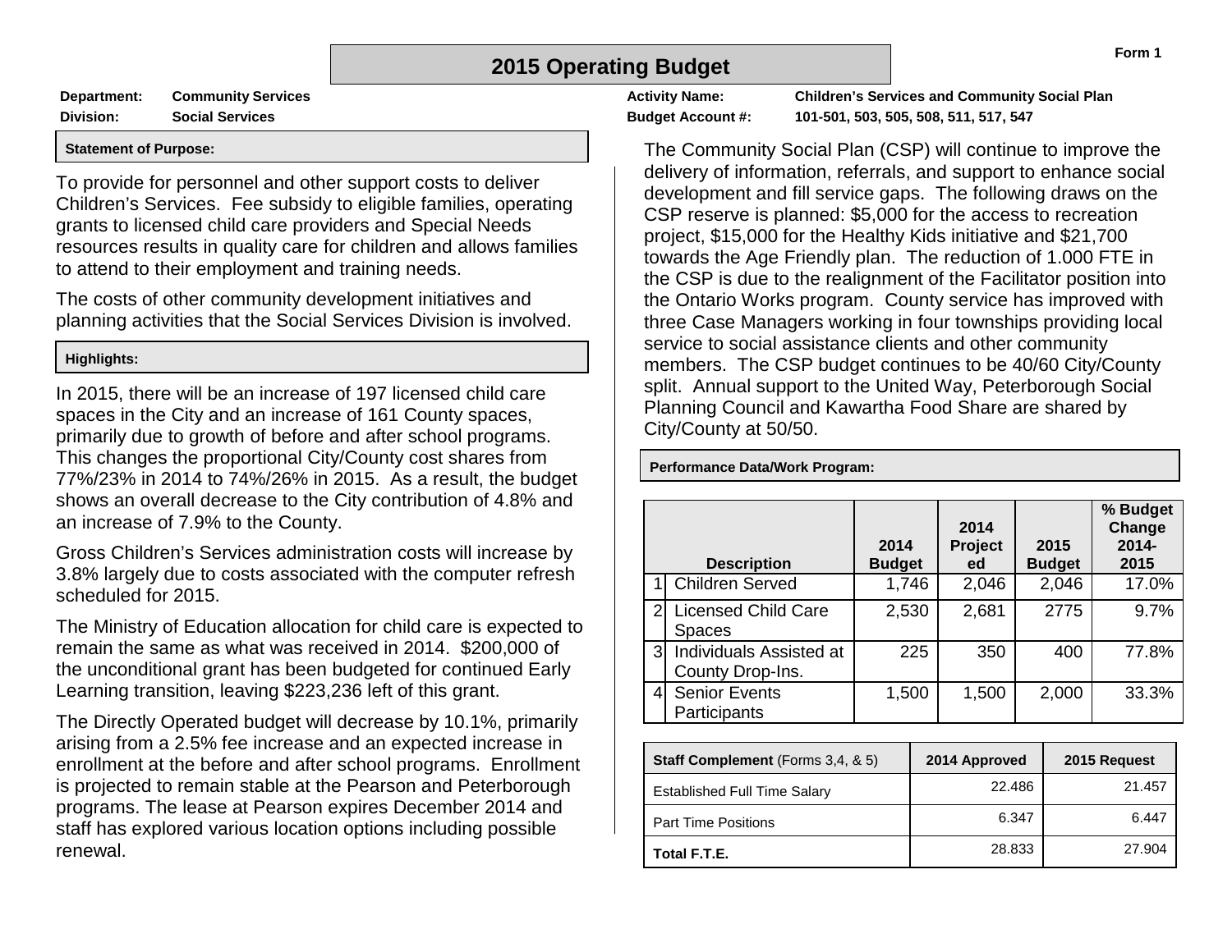Form 1

# 2015 Operating Budget

**Department:** Community Services
**Division:** Social Services
**Activity Name:** Children's Services and Community Social Plan
**Budget Account #:** 101-501, 503, 505, 508, 511, 517, 547

**Statement of Purpose:**

To provide for personnel and other support costs to deliver Children's Services. Fee subsidy to eligible families, operating grants to licensed child care providers and Special Needs resources results in quality care for children and allows families to attend to their employment and training needs.

The costs of other community development initiatives and planning activities that the Social Services Division is involved.

**Highlights:**

In 2015, there will be an increase of 197 licensed child care spaces in the City and an increase of 161 County spaces, primarily due to growth of before and after school programs. This changes the proportional City/County cost shares from 77%/23% in 2014 to 74%/26% in 2015. As a result, the budget shows an overall decrease to the City contribution of 4.8% and an increase of 7.9% to the County.

Gross Children's Services administration costs will increase by 3.8% largely due to costs associated with the computer refresh scheduled for 2015.

The Ministry of Education allocation for child care is expected to remain the same as what was received in 2014. $200,000 of the unconditional grant has been budgeted for continued Early Learning transition, leaving $223,236 left of this grant.

The Directly Operated budget will decrease by 10.1%, primarily arising from a 2.5% fee increase and an expected increase in enrollment at the before and after school programs. Enrollment is projected to remain stable at the Pearson and Peterborough programs. The lease at Pearson expires December 2014 and staff has explored various location options including possible renewal.

The Community Social Plan (CSP) will continue to improve the delivery of information, referrals, and support to enhance social development and fill service gaps. The following draws on the CSP reserve is planned: $5,000 for the access to recreation project, $15,000 for the Healthy Kids initiative and $21,700 towards the Age Friendly plan. The reduction of 1.000 FTE in the CSP is due to the realignment of the Facilitator position into the Ontario Works program. County service has improved with three Case Managers working in four townships providing local service to social assistance clients and other community members. The CSP budget continues to be 40/60 City/County split. Annual support to the United Way, Peterborough Social Planning Council and Kawartha Food Share are shared by City/County at 50/50.

**Performance Data/Work Program:**

| | Description | 2014 Budget | 2014 Projected | 2015 Budget | % Budget Change 2014-2015 |
|---|---|---|---|---|---|
| 1 | Children Served | 1,746 | 2,046 | 2,046 | 17.0% |
| 2 | Licensed Child Care Spaces | 2,530 | 2,681 | 2775 | 9.7% |
| 3 | Individuals Assisted at County Drop-Ins. | 225 | 350 | 400 | 77.8% |
| 4 | Senior Events Participants | 1,500 | 1,500 | 2,000 | 33.3% |

| **Staff Complement** (Forms 3,4, & 5) | 2014 Approved | 2015 Request |
|---|---|---|
| Established Full Time Salary | 22.486 | 21.457 |
| Part Time Positions | 6.347 | 6.447 |
| **Total F.T.E.** | 28.833 | 27.904 |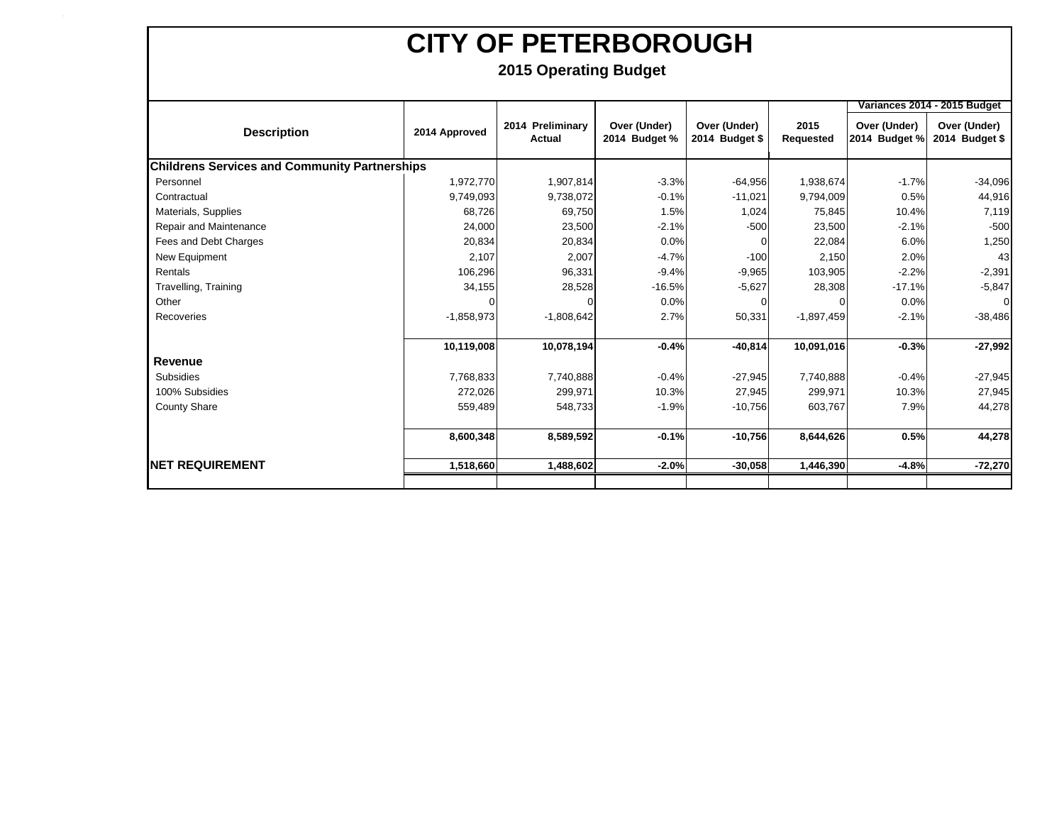# CITY OF PETERBOROUGH

## 2015 Operating Budget

| Description | 2014 Approved | 2014 Preliminary Actual | Over (Under) 2014 Budget % | Over (Under) 2014 Budget $ | 2015 Requested | Variances 2014 - 2015 Budget | |
|---|---|---|---|---|---|---|---|
| | | | | | | Over (Under) 2014 Budget % | Over (Under) 2014 Budget $ |
| **Childrens Services and Community Partnerships** | | | | | | | |
| Personnel | 1,972,770 | 1,907,814 | -3.3% | -64,956 | 1,938,674 | -1.7% | -34,096 |
| Contractual | 9,749,093 | 9,738,072 | -0.1% | -11,021 | 9,794,009 | 0.5% | 44,916 |
| Materials, Supplies | 68,726 | 69,750 | 1.5% | 1,024 | 75,845 | 10.4% | 7,119 |
| Repair and Maintenance | 24,000 | 23,500 | -2.1% | -500 | 23,500 | -2.1% | -500 |
| Fees and Debt Charges | 20,834 | 20,834 | 0.0% | 0 | 22,084 | 6.0% | 1,250 |
| New Equipment | 2,107 | 2,007 | -4.7% | -100 | 2,150 | 2.0% | 43 |
| Rentals | 106,296 | 96,331 | -9.4% | -9,965 | 103,905 | -2.2% | -2,391 |
| Travelling, Training | 34,155 | 28,528 | -16.5% | -5,627 | 28,308 | -17.1% | -5,847 |
| Other | 0 | 0 | 0.0% | 0 | 0 | 0.0% | 0 |
| Recoveries | -1,858,973 | -1,808,642 | 2.7% | 50,331 | -1,897,459 | -2.1% | -38,486 |
| | **10,119,008** | **10,078,194** | **-0.4%** | **-40,814** | **10,091,016** | **-0.3%** | **-27,992** |
| **Revenue** | | | | | | | |
| Subsidies | 7,768,833 | 7,740,888 | -0.4% | -27,945 | 7,740,888 | -0.4% | -27,945 |
| 100% Subsidies | 272,026 | 299,971 | 10.3% | 27,945 | 299,971 | 10.3% | 27,945 |
| County Share | 559,489 | 548,733 | -1.9% | -10,756 | 603,767 | 7.9% | 44,278 |
| | **8,600,348** | **8,589,592** | **-0.1%** | **-10,756** | **8,644,626** | **0.5%** | **44,278** |
| **NET REQUIREMENT** | **1,518,660** | **1,488,602** | **-2.0%** | **-30,058** | **1,446,390** | **-4.8%** | **-72,270** |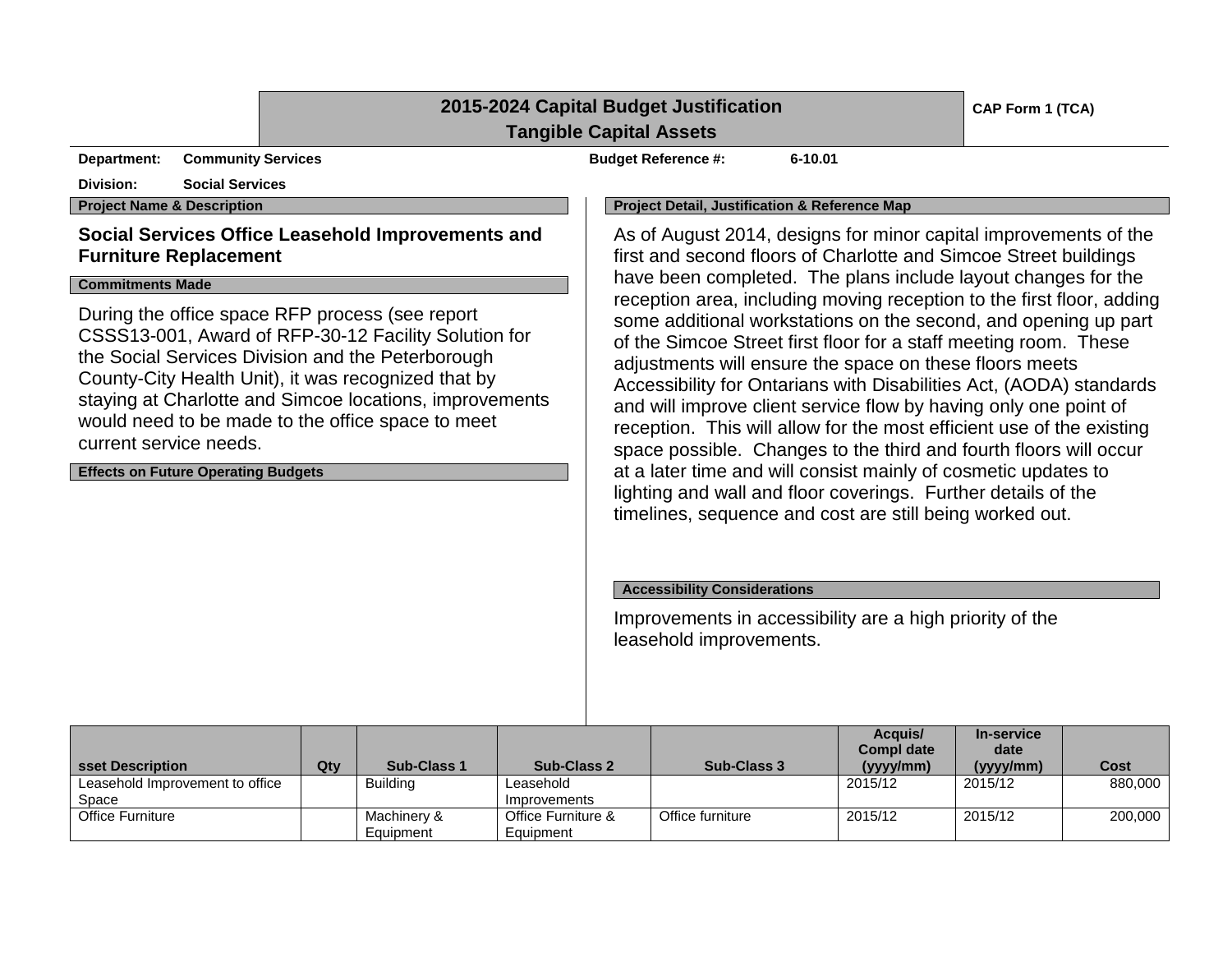# 2015-2024 Capital Budget Justification
## Tangible Capital Assets

**CAP Form 1 (TCA)**

**Department:** Community Services | **Budget Reference #:** 6-10.01

**Division:** Social Services

**Project Name & Description**

**Social Services Office Leasehold Improvements and Furniture Replacement**

**Commitments Made**

During the office space RFP process (see report CSSS13-001, Award of RFP-30-12 Facility Solution for the Social Services Division and the Peterborough County-City Health Unit), it was recognized that by staying at Charlotte and Simcoe locations, improvements would need to be made to the office space to meet current service needs.

**Effects on Future Operating Budgets**

**Project Detail, Justification & Reference Map**

As of August 2014, designs for minor capital improvements of the first and second floors of Charlotte and Simcoe Street buildings have been completed. The plans include layout changes for the reception area, including moving reception to the first floor, adding some additional workstations on the second, and opening up part of the Simcoe Street first floor for a staff meeting room. These adjustments will ensure the space on these floors meets Accessibility for Ontarians with Disabilities Act, (AODA) standards and will improve client service flow by having only one point of reception. This will allow for the most efficient use of the existing space possible. Changes to the third and fourth floors will occur at a later time and will consist mainly of cosmetic updates to lighting and wall and floor coverings. Further details of the timelines, sequence and cost are still being worked out.

**Accessibility Considerations**

Improvements in accessibility are a high priority of the leasehold improvements.

| sset Description | Qty | Sub-Class 1 | Sub-Class 2 | Sub-Class 3 | Acquis/ Compl date (yyyy/mm) | In-service date (yyyy/mm) | Cost |
|---|---|---|---|---|---|---|---|
| Leasehold Improvement to office Space | | Building | Leasehold Improvements | | 2015/12 | 2015/12 | 880,000 |
| Office Furniture | | Machinery & Equipment | Office Furniture & Equipment | Office furniture | 2015/12 | 2015/12 | 200,000 |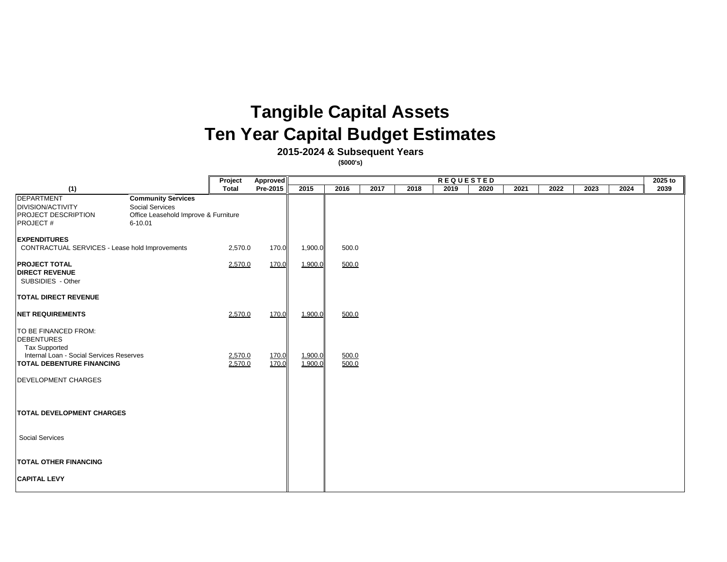# Tangible Capital Assets
# Ten Year Capital Budget Estimates

### 2015-2024 & Subsequent Years

**($000's)**

| (1) | | Project Total | Approved Pre-2015 | REQUESTED 2015 | 2016 | 2017 | 2018 | 2019 | 2020 | 2021 | 2022 | 2023 | 2024 | 2025 to 2039 |
|---|---|---|---|---|---|---|---|---|---|---|---|---|---|---|
| DEPARTMENT | **Community Services** | | | | | | | | | | | | | |
| DIVISION/ACTIVITY | Social Services | | | | | | | | | | | | | |
| PROJECT DESCRIPTION | Office Leasehold Improve & Furniture | | | | | | | | | | | | | |
| PROJECT # | 6-10.01 | | | | | | | | | | | | | |
| **EXPENDITURES** | | | | | | | | | | | | | | |
| CONTRACTUAL SERVICES - Lease hold Improvements | | 2,570.0 | 170.0 | 1,900.0 | 500.0 | | | | | | | | | |
| **PROJECT TOTAL** | | 2,570.0 | 170.0 | 1,900.0 | 500.0 | | | | | | | | | |
| **DIRECT REVENUE** | | | | | | | | | | | | | | |
| SUBSIDIES - Other | | | | | | | | | | | | | | |
| **TOTAL DIRECT REVENUE** | | | | | | | | | | | | | | |
| **NET REQUIREMENTS** | | 2,570.0 | 170.0 | 1,900.0 | 500.0 | | | | | | | | | |
| TO BE FINANCED FROM: | | | | | | | | | | | | | | |
| DEBENTURES | | | | | | | | | | | | | | |
| Tax Supported | | | | | | | | | | | | | | |
| Internal Loan - Social Services Reserves | | 2,570.0 | 170.0 | 1,900.0 | 500.0 | | | | | | | | | |
| **TOTAL DEBENTURE FINANCING** | | 2,570.0 | 170.0 | 1,900.0 | 500.0 | | | | | | | | | |
| DEVELOPMENT CHARGES | | | | | | | | | | | | | | |
| **TOTAL DEVELOPMENT CHARGES** | | | | | | | | | | | | | | |
| Social Services | | | | | | | | | | | | | | |
| **TOTAL OTHER FINANCING** | | | | | | | | | | | | | | |
| **CAPITAL LEVY** | | | | | | | | | | | | | | |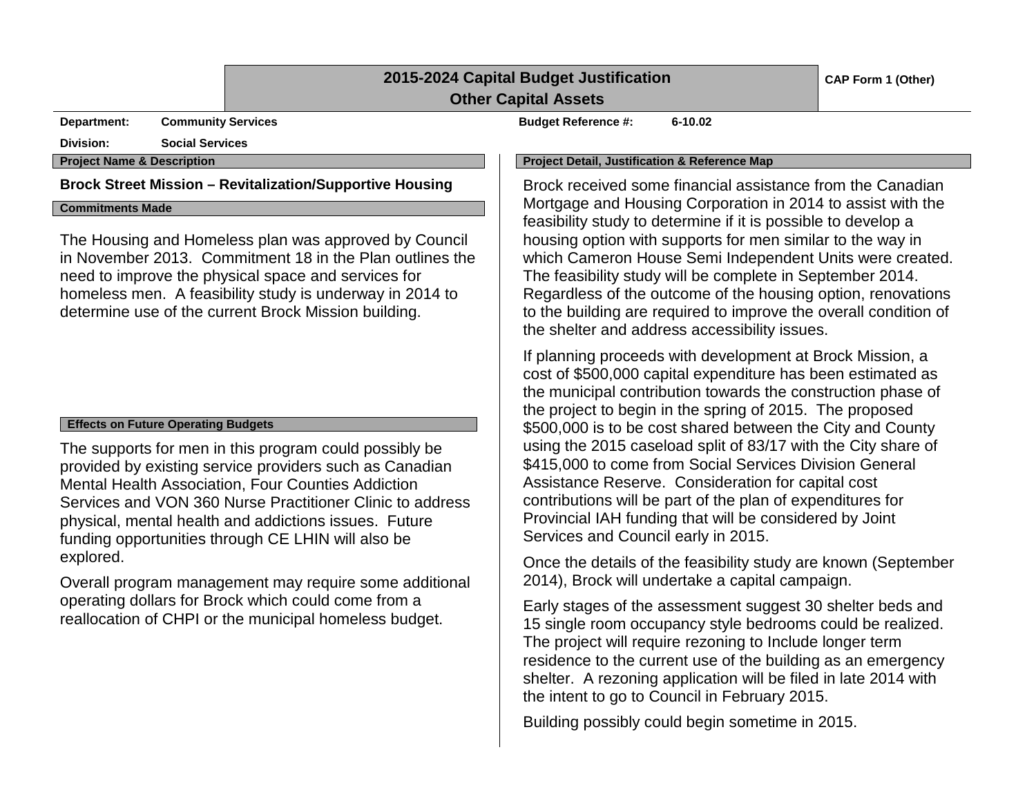## 2015-2024 Capital Budget Justification
## Other Capital Assets

**CAP Form 1 (Other)**

**Department:** **Community Services** **Budget Reference #:** **6-10.02**

**Division:** **Social Services**

**Project Name & Description**

**Brock Street Mission – Revitalization/Supportive Housing**

**Commitments Made**

The Housing and Homeless plan was approved by Council in November 2013. Commitment 18 in the Plan outlines the need to improve the physical space and services for homeless men. A feasibility study is underway in 2014 to determine use of the current Brock Mission building.

**Effects on Future Operating Budgets**

The supports for men in this program could possibly be provided by existing service providers such as Canadian Mental Health Association, Four Counties Addiction Services and VON 360 Nurse Practitioner Clinic to address physical, mental health and addictions issues. Future funding opportunities through CE LHIN will also be explored.

Overall program management may require some additional operating dollars for Brock which could come from a reallocation of CHPI or the municipal homeless budget.

**Project Detail, Justification & Reference Map**

Brock received some financial assistance from the Canadian Mortgage and Housing Corporation in 2014 to assist with the feasibility study to determine if it is possible to develop a housing option with supports for men similar to the way in which Cameron House Semi Independent Units were created. The feasibility study will be complete in September 2014. Regardless of the outcome of the housing option, renovations to the building are required to improve the overall condition of the shelter and address accessibility issues.

If planning proceeds with development at Brock Mission, a cost of $500,000 capital expenditure has been estimated as the municipal contribution towards the construction phase of the project to begin in the spring of 2015. The proposed $500,000 is to be cost shared between the City and County using the 2015 caseload split of 83/17 with the City share of $415,000 to come from Social Services Division General Assistance Reserve. Consideration for capital cost contributions will be part of the plan of expenditures for Provincial IAH funding that will be considered by Joint Services and Council early in 2015.

Once the details of the feasibility study are known (September 2014), Brock will undertake a capital campaign.

Early stages of the assessment suggest 30 shelter beds and 15 single room occupancy style bedrooms could be realized. The project will require rezoning to Include longer term residence to the current use of the building as an emergency shelter. A rezoning application will be filed in late 2014 with the intent to go to Council in February 2015.

Building possibly could begin sometime in 2015.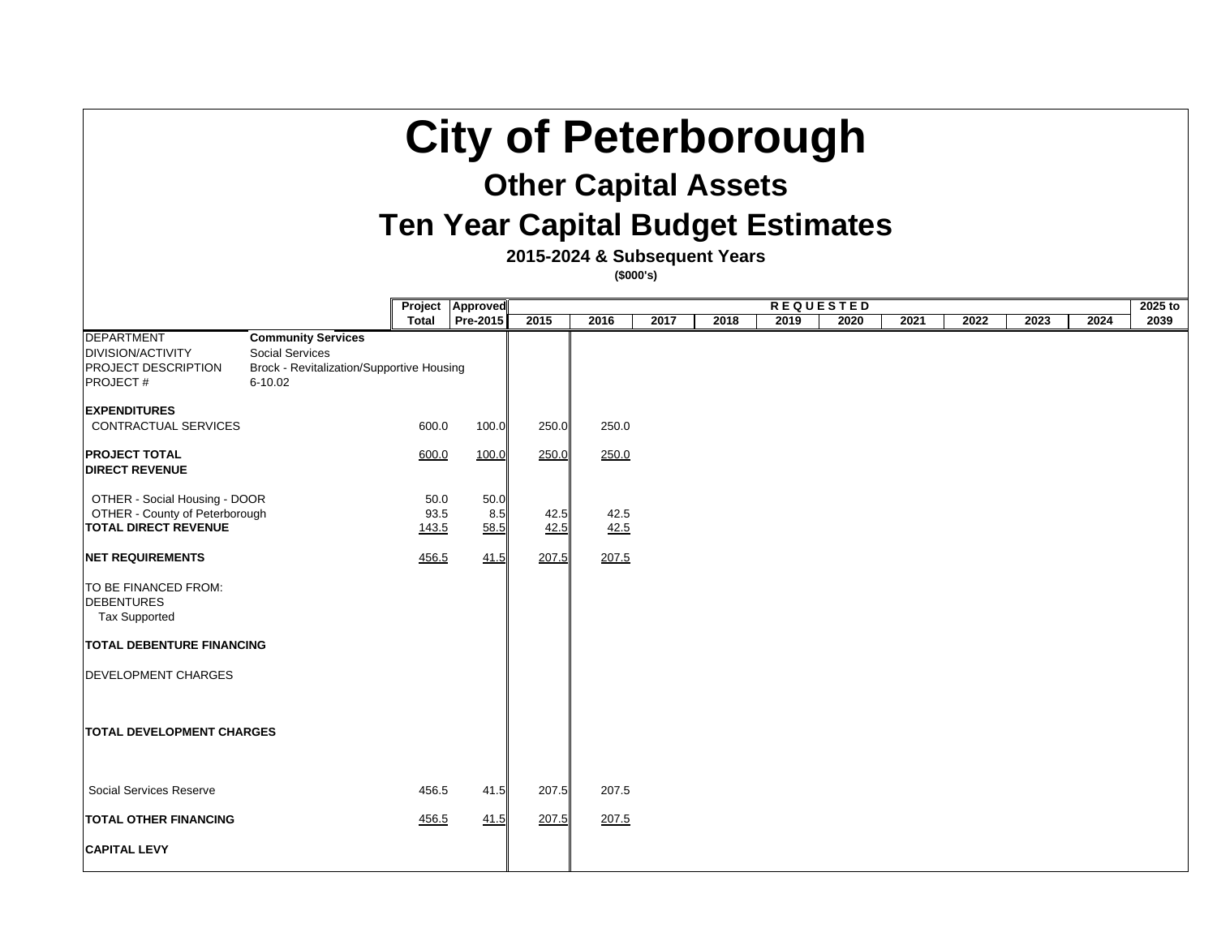# City of Peterborough

## Other Capital Assets

## Ten Year Capital Budget Estimates

**2015-2024 & Subsequent Years**

**($000's)**

| | Project Total | Approved Pre-2015 | 2015 | 2016 | 2017 | 2018 | 2019 | 2020 | 2021 | 2022 | 2023 | 2024 | 2025 to 2039 |
|---|---|---|---|---|---|---|---|---|---|---|---|---|---|
| | | | REQUESTED | | | | | | | | | | |
| DEPARTMENT **Community Services** | | | | | | | | | | | | | |
| DIVISION/ACTIVITY Social Services | | | | | | | | | | | | | |
| PROJECT DESCRIPTION Brock - Revitalization/Supportive Housing | | | | | | | | | | | | | |
| PROJECT # 6-10.02 | | | | | | | | | | | | | |
| **EXPENDITURES** | | | | | | | | | | | | | |
| CONTRACTUAL SERVICES | 600.0 | 100.0 | 250.0 | 250.0 | | | | | | | | | |
| **PROJECT TOTAL** | 600.0 | 100.0 | 250.0 | 250.0 | | | | | | | | | |
| **DIRECT REVENUE** | | | | | | | | | | | | | |
| OTHER - Social Housing - DOOR | 50.0 | 50.0 | | | | | | | | | | | |
| OTHER - County of Peterborough | 93.5 | 8.5 | 42.5 | 42.5 | | | | | | | | | |
| **TOTAL DIRECT REVENUE** | 143.5 | 58.5 | 42.5 | 42.5 | | | | | | | | | |
| **NET REQUIREMENTS** | 456.5 | 41.5 | 207.5 | 207.5 | | | | | | | | | |
| TO BE FINANCED FROM: | | | | | | | | | | | | | |
| DEBENTURES | | | | | | | | | | | | | |
| Tax Supported | | | | | | | | | | | | | |
| **TOTAL DEBENTURE FINANCING** | | | | | | | | | | | | | |
| DEVELOPMENT CHARGES | | | | | | | | | | | | | |
| **TOTAL DEVELOPMENT CHARGES** | | | | | | | | | | | | | |
| Social Services Reserve | 456.5 | 41.5 | 207.5 | 207.5 | | | | | | | | | |
| **TOTAL OTHER FINANCING** | 456.5 | 41.5 | 207.5 | 207.5 | | | | | | | | | |
| **CAPITAL LEVY** | | | | | | | | | | | | | |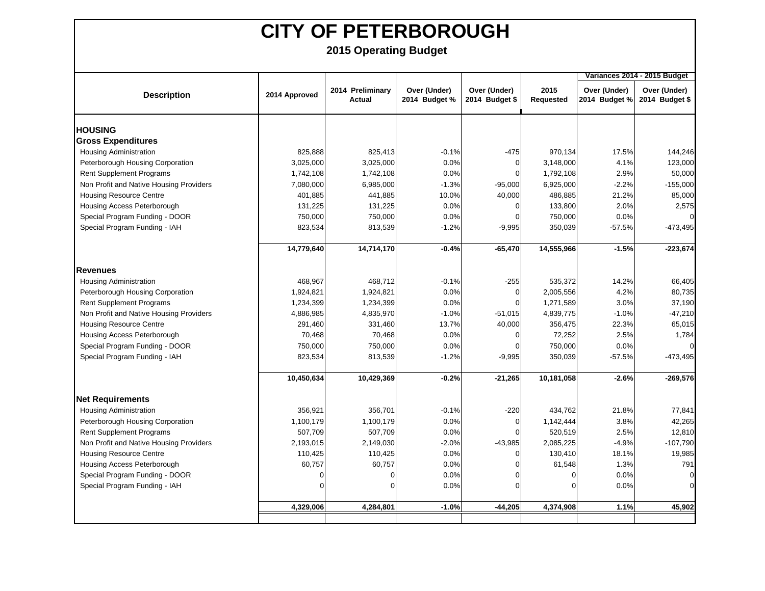# CITY OF PETERBOROUGH

## 2015 Operating Budget

| Description | 2014 Approved | 2014 Preliminary Actual | Over (Under) 2014 Budget % | Over (Under) 2014 Budget $ | 2015 Requested | Variances 2014 - 2015 Budget | |
|---|---|---|---|---|---|---|---|
| | | | | | | Over (Under) 2014 Budget % | Over (Under) 2014 Budget $ |
| **HOUSING** | | | | | | | |
| **Gross Expenditures** | | | | | | | |
| Housing Administration | 825,888 | 825,413 | -0.1% | -475 | 970,134 | 17.5% | 144,246 |
| Peterborough Housing Corporation | 3,025,000 | 3,025,000 | 0.0% | 0 | 3,148,000 | 4.1% | 123,000 |
| Rent Supplement Programs | 1,742,108 | 1,742,108 | 0.0% | 0 | 1,792,108 | 2.9% | 50,000 |
| Non Profit and Native Housing Providers | 7,080,000 | 6,985,000 | -1.3% | -95,000 | 6,925,000 | -2.2% | -155,000 |
| Housing Resource Centre | 401,885 | 441,885 | 10.0% | 40,000 | 486,885 | 21.2% | 85,000 |
| Housing Access Peterborough | 131,225 | 131,225 | 0.0% | 0 | 133,800 | 2.0% | 2,575 |
| Special Program Funding - DOOR | 750,000 | 750,000 | 0.0% | 0 | 750,000 | 0.0% | 0 |
| Special Program Funding - IAH | 823,534 | 813,539 | -1.2% | -9,995 | 350,039 | -57.5% | -473,495 |
| | **14,779,640** | **14,714,170** | **-0.4%** | **-65,470** | **14,555,966** | **-1.5%** | **-223,674** |
| **Revenues** | | | | | | | |
| Housing Administration | 468,967 | 468,712 | -0.1% | -255 | 535,372 | 14.2% | 66,405 |
| Peterborough Housing Corporation | 1,924,821 | 1,924,821 | 0.0% | 0 | 2,005,556 | 4.2% | 80,735 |
| Rent Supplement Programs | 1,234,399 | 1,234,399 | 0.0% | 0 | 1,271,589 | 3.0% | 37,190 |
| Non Profit and Native Housing Providers | 4,886,985 | 4,835,970 | -1.0% | -51,015 | 4,839,775 | -1.0% | -47,210 |
| Housing Resource Centre | 291,460 | 331,460 | 13.7% | 40,000 | 356,475 | 22.3% | 65,015 |
| Housing Access Peterborough | 70,468 | 70,468 | 0.0% | 0 | 72,252 | 2.5% | 1,784 |
| Special Program Funding - DOOR | 750,000 | 750,000 | 0.0% | 0 | 750,000 | 0.0% | 0 |
| Special Program Funding - IAH | 823,534 | 813,539 | -1.2% | -9,995 | 350,039 | -57.5% | -473,495 |
| | **10,450,634** | **10,429,369** | **-0.2%** | **-21,265** | **10,181,058** | **-2.6%** | **-269,576** |
| **Net Requirements** | | | | | | | |
| Housing Administration | 356,921 | 356,701 | -0.1% | -220 | 434,762 | 21.8% | 77,841 |
| Peterborough Housing Corporation | 1,100,179 | 1,100,179 | 0.0% | 0 | 1,142,444 | 3.8% | 42,265 |
| Rent Supplement Programs | 507,709 | 507,709 | 0.0% | 0 | 520,519 | 2.5% | 12,810 |
| Non Profit and Native Housing Providers | 2,193,015 | 2,149,030 | -2.0% | -43,985 | 2,085,225 | -4.9% | -107,790 |
| Housing Resource Centre | 110,425 | 110,425 | 0.0% | 0 | 130,410 | 18.1% | 19,985 |
| Housing Access Peterborough | 60,757 | 60,757 | 0.0% | 0 | 61,548 | 1.3% | 791 |
| Special Program Funding - DOOR | 0 | 0 | 0.0% | 0 | 0 | 0.0% | 0 |
| Special Program Funding - IAH | 0 | 0 | 0.0% | 0 | 0 | 0.0% | 0 |
| | **4,329,006** | **4,284,801** | **-1.0%** | **-44,205** | **4,374,908** | **1.1%** | **45,902** |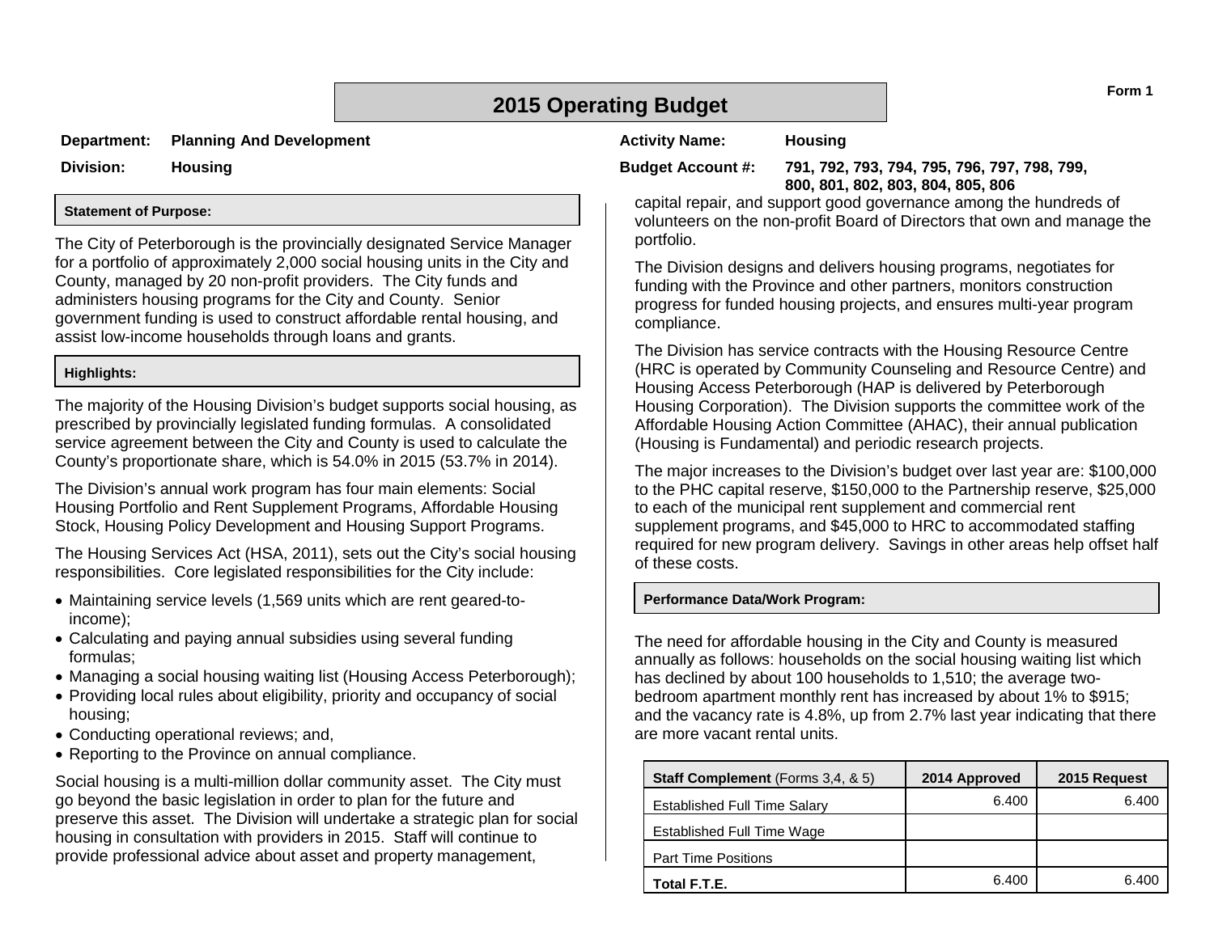Form 1

# 2015 Operating Budget

**Department:** Planning And Development

**Division:** Housing

**Activity Name:** Housing

**Budget Account #:** 791, 792, 793, 794, 795, 796, 797, 798, 799, 800, 801, 802, 803, 804, 805, 806

### Statement of Purpose:

The City of Peterborough is the provincially designated Service Manager for a portfolio of approximately 2,000 social housing units in the City and County, managed by 20 non-profit providers. The City funds and administers housing programs for the City and County. Senior government funding is used to construct affordable rental housing, and assist low-income households through loans and grants.

### Highlights:

The majority of the Housing Division's budget supports social housing, as prescribed by provincially legislated funding formulas. A consolidated service agreement between the City and County is used to calculate the County's proportionate share, which is 54.0% in 2015 (53.7% in 2014).

The Division's annual work program has four main elements: Social Housing Portfolio and Rent Supplement Programs, Affordable Housing Stock, Housing Policy Development and Housing Support Programs.

The Housing Services Act (HSA, 2011), sets out the City's social housing responsibilities. Core legislated responsibilities for the City include:

- Maintaining service levels (1,569 units which are rent geared-to-income);
- Calculating and paying annual subsidies using several funding formulas;
- Managing a social housing waiting list (Housing Access Peterborough);
- Providing local rules about eligibility, priority and occupancy of social housing;
- Conducting operational reviews; and,
- Reporting to the Province on annual compliance.

Social housing is a multi-million dollar community asset. The City must go beyond the basic legislation in order to plan for the future and preserve this asset. The Division will undertake a strategic plan for social housing in consultation with providers in 2015. Staff will continue to provide professional advice about asset and property management, capital repair, and support good governance among the hundreds of volunteers on the non-profit Board of Directors that own and manage the portfolio.

The Division designs and delivers housing programs, negotiates for funding with the Province and other partners, monitors construction progress for funded housing projects, and ensures multi-year program compliance.

The Division has service contracts with the Housing Resource Centre (HRC is operated by Community Counseling and Resource Centre) and Housing Access Peterborough (HAP is delivered by Peterborough Housing Corporation). The Division supports the committee work of the Affordable Housing Action Committee (AHAC), their annual publication (Housing is Fundamental) and periodic research projects.

The major increases to the Division's budget over last year are: $100,000 to the PHC capital reserve, $150,000 to the Partnership reserve, $25,000 to each of the municipal rent supplement and commercial rent supplement programs, and $45,000 to HRC to accommodated staffing required for new program delivery. Savings in other areas help offset half of these costs.

### Performance Data/Work Program:

The need for affordable housing in the City and County is measured annually as follows: households on the social housing waiting list which has declined by about 100 households to 1,510; the average two-bedroom apartment monthly rent has increased by about 1% to $915; and the vacancy rate is 4.8%, up from 2.7% last year indicating that there are more vacant rental units.

| **Staff Complement** (Forms 3,4, & 5) | 2014 Approved | 2015 Request |
|---|---|---|
| Established Full Time Salary | 6.400 | 6.400 |
| Established Full Time Wage | | |
| Part Time Positions | | |
| **Total F.T.E.** | 6.400 | 6.400 |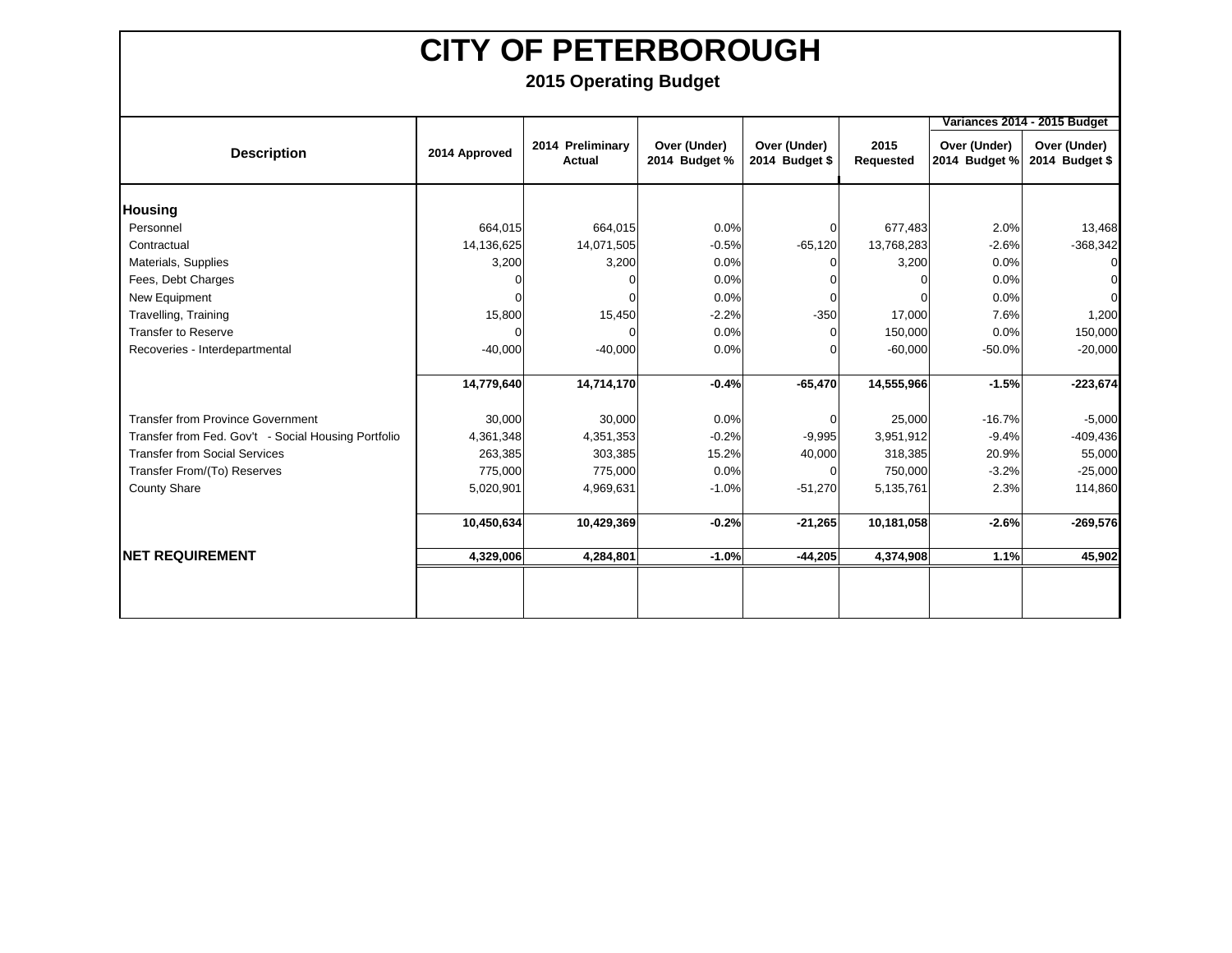# CITY OF PETERBOROUGH

## 2015 Operating Budget

| Description | 2014 Approved | 2014 Preliminary Actual | Over (Under) 2014 Budget % | Over (Under) 2014 Budget $ | 2015 Requested | Variances 2014 - 2015 Budget | |
|---|---|---|---|---|---|---|---|
| | | | | | | Over (Under) 2014 Budget % | Over (Under) 2014 Budget $ |
| **Housing** | | | | | | | |
| Personnel | 664,015 | 664,015 | 0.0% | 0 | 677,483 | 2.0% | 13,468 |
| Contractual | 14,136,625 | 14,071,505 | -0.5% | -65,120 | 13,768,283 | -2.6% | -368,342 |
| Materials, Supplies | 3,200 | 3,200 | 0.0% | 0 | 3,200 | 0.0% | 0 |
| Fees, Debt Charges | 0 | 0 | 0.0% | 0 | 0 | 0.0% | 0 |
| New Equipment | 0 | 0 | 0.0% | 0 | 0 | 0.0% | 0 |
| Travelling, Training | 15,800 | 15,450 | -2.2% | -350 | 17,000 | 7.6% | 1,200 |
| Transfer to Reserve | 0 | 0 | 0.0% | 0 | 150,000 | 0.0% | 150,000 |
| Recoveries - Interdepartmental | -40,000 | -40,000 | 0.0% | 0 | -60,000 | -50.0% | -20,000 |
| | **14,779,640** | **14,714,170** | **-0.4%** | **-65,470** | **14,555,966** | **-1.5%** | **-223,674** |
| Transfer from Province Government | 30,000 | 30,000 | 0.0% | 0 | 25,000 | -16.7% | -5,000 |
| Transfer from Fed. Gov't - Social Housing Portfolio | 4,361,348 | 4,351,353 | -0.2% | -9,995 | 3,951,912 | -9.4% | -409,436 |
| Transfer from Social Services | 263,385 | 303,385 | 15.2% | 40,000 | 318,385 | 20.9% | 55,000 |
| Transfer From/(To) Reserves | 775,000 | 775,000 | 0.0% | 0 | 750,000 | -3.2% | -25,000 |
| County Share | 5,020,901 | 4,969,631 | -1.0% | -51,270 | 5,135,761 | 2.3% | 114,860 |
| | **10,450,634** | **10,429,369** | **-0.2%** | **-21,265** | **10,181,058** | **-2.6%** | **-269,576** |
| **NET REQUIREMENT** | **4,329,006** | **4,284,801** | **-1.0%** | **-44,205** | **4,374,908** | **1.1%** | **45,902** |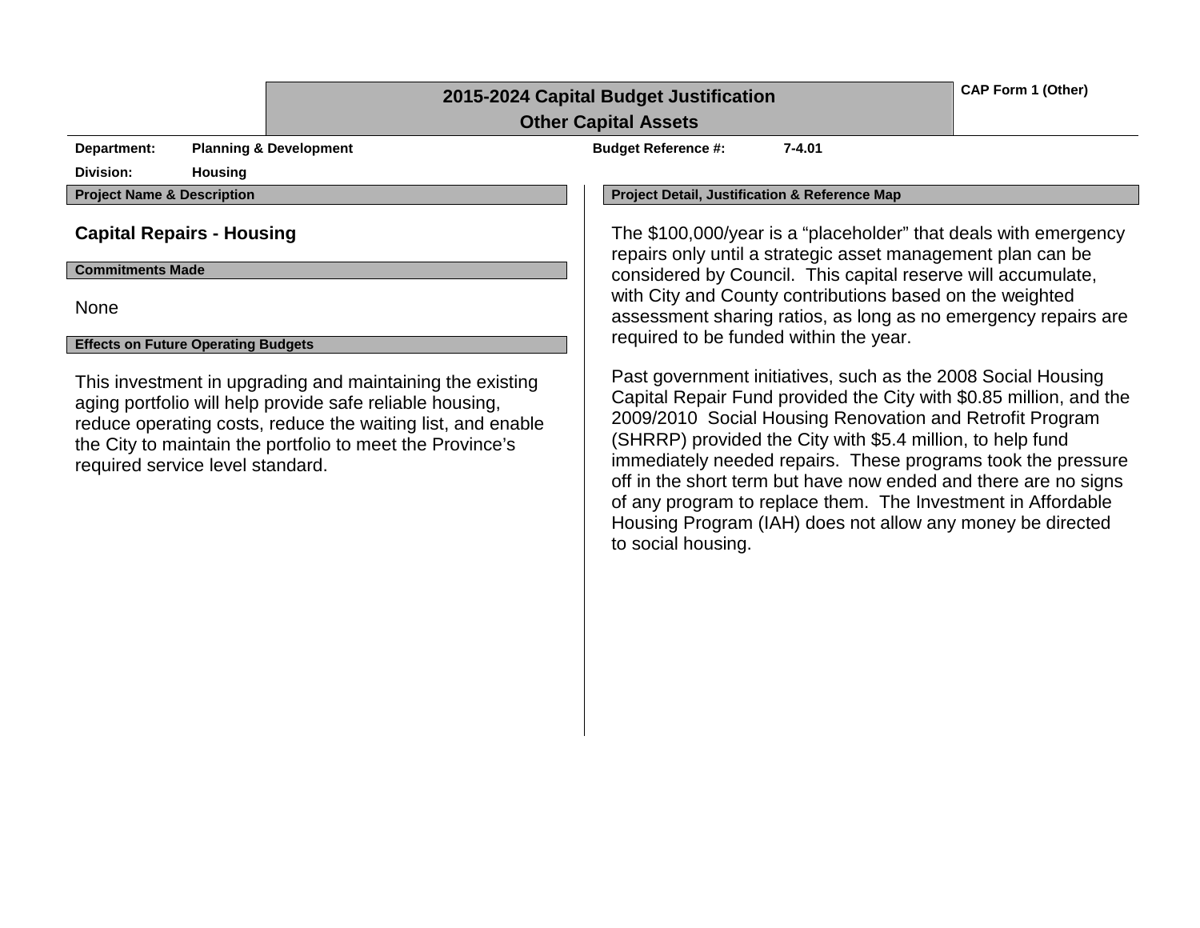# 2015-2024 Capital Budget Justification
## Other Capital Assets

**CAP Form 1 (Other)**

**Department:** Planning & Development  **Budget Reference #:** 7-4.01

**Division:** Housing

**Project Name & Description**

### Capital Repairs - Housing

**Commitments Made**

None

**Effects on Future Operating Budgets**

This investment in upgrading and maintaining the existing aging portfolio will help provide safe reliable housing, reduce operating costs, reduce the waiting list, and enable the City to maintain the portfolio to meet the Province's required service level standard.

**Project Detail, Justification & Reference Map**

The $100,000/year is a "placeholder" that deals with emergency repairs only until a strategic asset management plan can be considered by Council. This capital reserve will accumulate, with City and County contributions based on the weighted assessment sharing ratios, as long as no emergency repairs are required to be funded within the year.

Past government initiatives, such as the 2008 Social Housing Capital Repair Fund provided the City with $0.85 million, and the 2009/2010 Social Housing Renovation and Retrofit Program (SHRRP) provided the City with $5.4 million, to help fund immediately needed repairs. These programs took the pressure off in the short term but have now ended and there are no signs of any program to replace them. The Investment in Affordable Housing Program (IAH) does not allow any money be directed to social housing.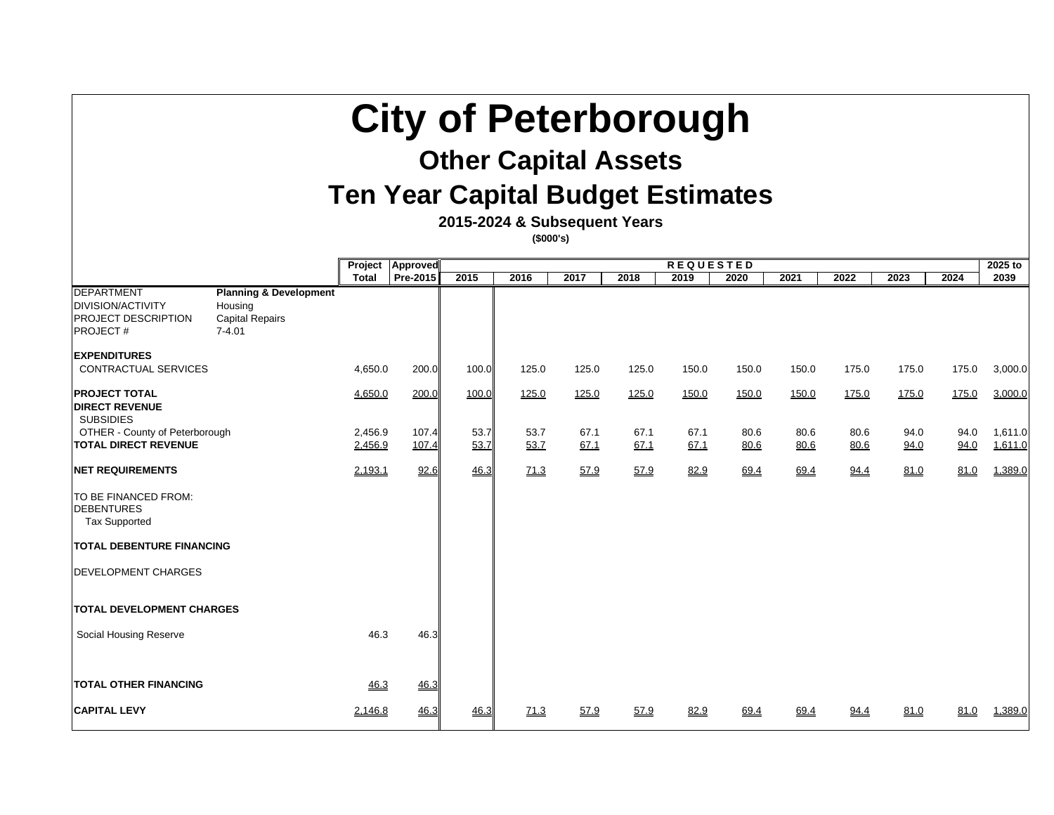# City of Peterborough

## Other Capital Assets

## Ten Year Capital Budget Estimates

### 2015-2024 & Subsequent Years

**($000's)**

| | | Project Total | Approved Pre-2015 | REQUESTED 2015 | 2016 | 2017 | 2018 | 2019 | 2020 | 2021 | 2022 | 2023 | 2024 | 2025 to 2039 |
|---|---|---|---|---|---|---|---|---|---|---|---|---|---|---|
| DEPARTMENT | **Planning & Development** | | | | | | | | | | | | | |
| DIVISION/ACTIVITY | Housing | | | | | | | | | | | | | |
| PROJECT DESCRIPTION | Capital Repairs | | | | | | | | | | | | | |
| PROJECT # | 7-4.01 | | | | | | | | | | | | | |
| **EXPENDITURES** | | | | | | | | | | | | | | |
| CONTRACTUAL SERVICES | | 4,650.0 | 200.0 | 100.0 | 125.0 | 125.0 | 125.0 | 150.0 | 150.0 | 150.0 | 175.0 | 175.0 | 175.0 | 3,000.0 |
| **PROJECT TOTAL** | | 4,650.0 | 200.0 | 100.0 | 125.0 | 125.0 | 125.0 | 150.0 | 150.0 | 150.0 | 175.0 | 175.0 | 175.0 | 3,000.0 |
| **DIRECT REVENUE** | | | | | | | | | | | | | | |
| SUBSIDIES | | | | | | | | | | | | | | |
| OTHER - County of Peterborough | | 2,456.9 | 107.4 | 53.7 | 53.7 | 67.1 | 67.1 | 67.1 | 80.6 | 80.6 | 80.6 | 94.0 | 94.0 | 1,611.0 |
| **TOTAL DIRECT REVENUE** | | 2,456.9 | 107.4 | 53.7 | 53.7 | 67.1 | 67.1 | 67.1 | 80.6 | 80.6 | 80.6 | 94.0 | 94.0 | 1,611.0 |
| **NET REQUIREMENTS** | | 2,193.1 | 92.6 | 46.3 | 71.3 | 57.9 | 57.9 | 82.9 | 69.4 | 69.4 | 94.4 | 81.0 | 81.0 | 1,389.0 |
| TO BE FINANCED FROM: | | | | | | | | | | | | | | |
| DEBENTURES | | | | | | | | | | | | | | |
| Tax Supported | | | | | | | | | | | | | | |
| **TOTAL DEBENTURE FINANCING** | | | | | | | | | | | | | | |
| DEVELOPMENT CHARGES | | | | | | | | | | | | | | |
| **TOTAL DEVELOPMENT CHARGES** | | | | | | | | | | | | | | |
| Social Housing Reserve | | 46.3 | 46.3 | | | | | | | | | | | |
| **TOTAL OTHER FINANCING** | | 46.3 | 46.3 | | | | | | | | | | | |
| **CAPITAL LEVY** | | 2,146.8 | 46.3 | 46.3 | 71.3 | 57.9 | 57.9 | 82.9 | 69.4 | 69.4 | 94.4 | 81.0 | 81.0 | 1,389.0 |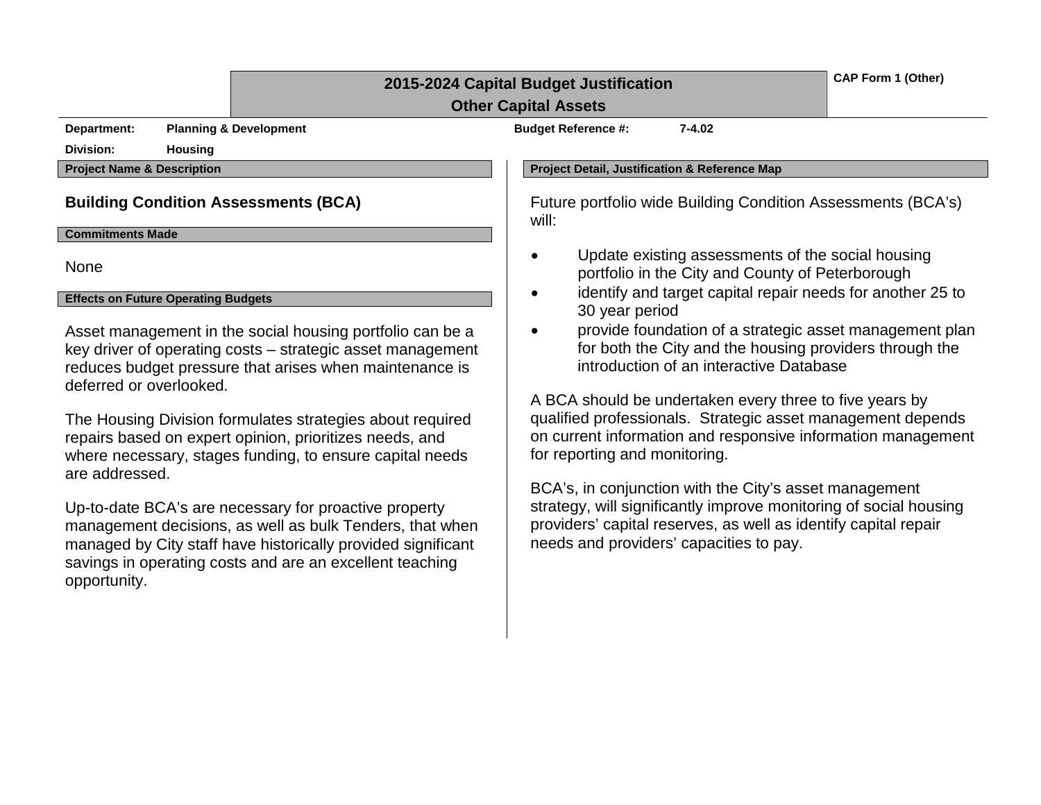# 2015-2024 Capital Budget Justification
## Other Capital Assets

**CAP Form 1 (Other)**

**Department:** Planning & Development  **Budget Reference #:** 7-4.02

**Division:** Housing

**Project Name & Description**

### Building Condition Assessments (BCA)

**Commitments Made**

None

**Effects on Future Operating Budgets**

Asset management in the social housing portfolio can be a key driver of operating costs – strategic asset management reduces budget pressure that arises when maintenance is deferred or overlooked.

The Housing Division formulates strategies about required repairs based on expert opinion, prioritizes needs, and where necessary, stages funding, to ensure capital needs are addressed.

Up-to-date BCA's are necessary for proactive property management decisions, as well as bulk Tenders, that when managed by City staff have historically provided significant savings in operating costs and are an excellent teaching opportunity.

**Project Detail, Justification & Reference Map**

Future portfolio wide Building Condition Assessments (BCA's) will:

- Update existing assessments of the social housing portfolio in the City and County of Peterborough
- identify and target capital repair needs for another 25 to 30 year period
- provide foundation of a strategic asset management plan for both the City and the housing providers through the introduction of an interactive Database

A BCA should be undertaken every three to five years by qualified professionals. Strategic asset management depends on current information and responsive information management for reporting and monitoring.

BCA's, in conjunction with the City's asset management strategy, will significantly improve monitoring of social housing providers' capital reserves, as well as identify capital repair needs and providers' capacities to pay.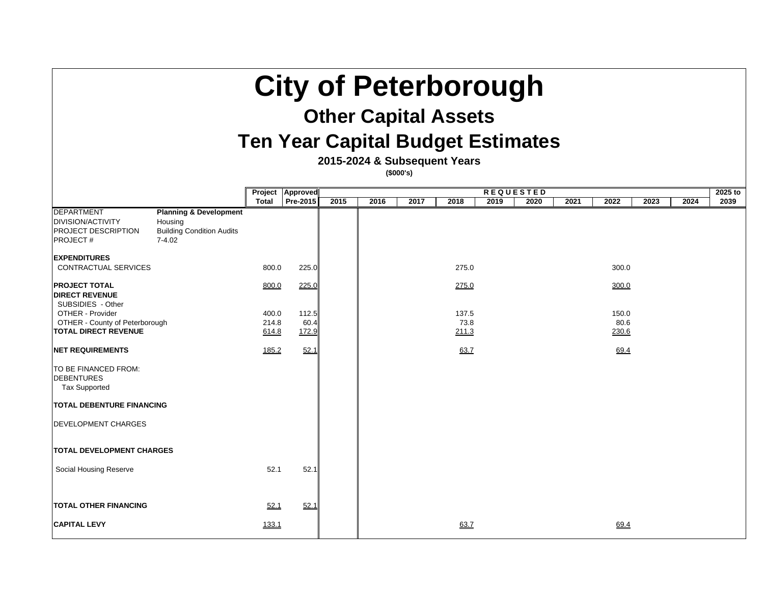# City of Peterborough

## Other Capital Assets

## Ten Year Capital Budget Estimates

**2015-2024 & Subsequent Years**

**($000's)**

| | Project Total | Approved Pre-2015 | 2015 | 2016 | 2017 | 2018 | 2019 | 2020 | 2021 | 2022 | 2023 | 2024 | 2025 to 2039 |
|---|---|---|---|---|---|---|---|---|---|---|---|---|---|
| | | | REQUESTED | | | | | | | | | | |
| DEPARTMENT: **Planning & Development** | | | | | | | | | | | | | |
| DIVISION/ACTIVITY: Housing | | | | | | | | | | | | | |
| PROJECT DESCRIPTION: Building Condition Audits | | | | | | | | | | | | | |
| PROJECT #: 7-4.02 | | | | | | | | | | | | | |
| **EXPENDITURES** | | | | | | | | | | | | | |
| CONTRACTUAL SERVICES | 800.0 | 225.0 | | | | 275.0 | | | | 300.0 | | | |
| **PROJECT TOTAL** | 800.0 | 225.0 | | | | 275.0 | | | | 300.0 | | | |
| **DIRECT REVENUE** | | | | | | | | | | | | | |
| SUBSIDIES - Other | | | | | | | | | | | | | |
| OTHER - Provider | 400.0 | 112.5 | | | | 137.5 | | | | 150.0 | | | |
| OTHER - County of Peterborough | 214.8 | 60.4 | | | | 73.8 | | | | 80.6 | | | |
| **TOTAL DIRECT REVENUE** | 614.8 | 172.9 | | | | 211.3 | | | | 230.6 | | | |
| **NET REQUIREMENTS** | 185.2 | 52.1 | | | | 63.7 | | | | 69.4 | | | |
| TO BE FINANCED FROM: | | | | | | | | | | | | | |
| DEBENTURES | | | | | | | | | | | | | |
| Tax Supported | | | | | | | | | | | | | |
| **TOTAL DEBENTURE FINANCING** | | | | | | | | | | | | | |
| DEVELOPMENT CHARGES | | | | | | | | | | | | | |
| **TOTAL DEVELOPMENT CHARGES** | | | | | | | | | | | | | |
| Social Housing Reserve | 52.1 | 52.1 | | | | | | | | | | | |
| **TOTAL OTHER FINANCING** | 52.1 | 52.1 | | | | | | | | | | | |
| **CAPITAL LEVY** | 133.1 | | | | | 63.7 | | | | 69.4 | | | |